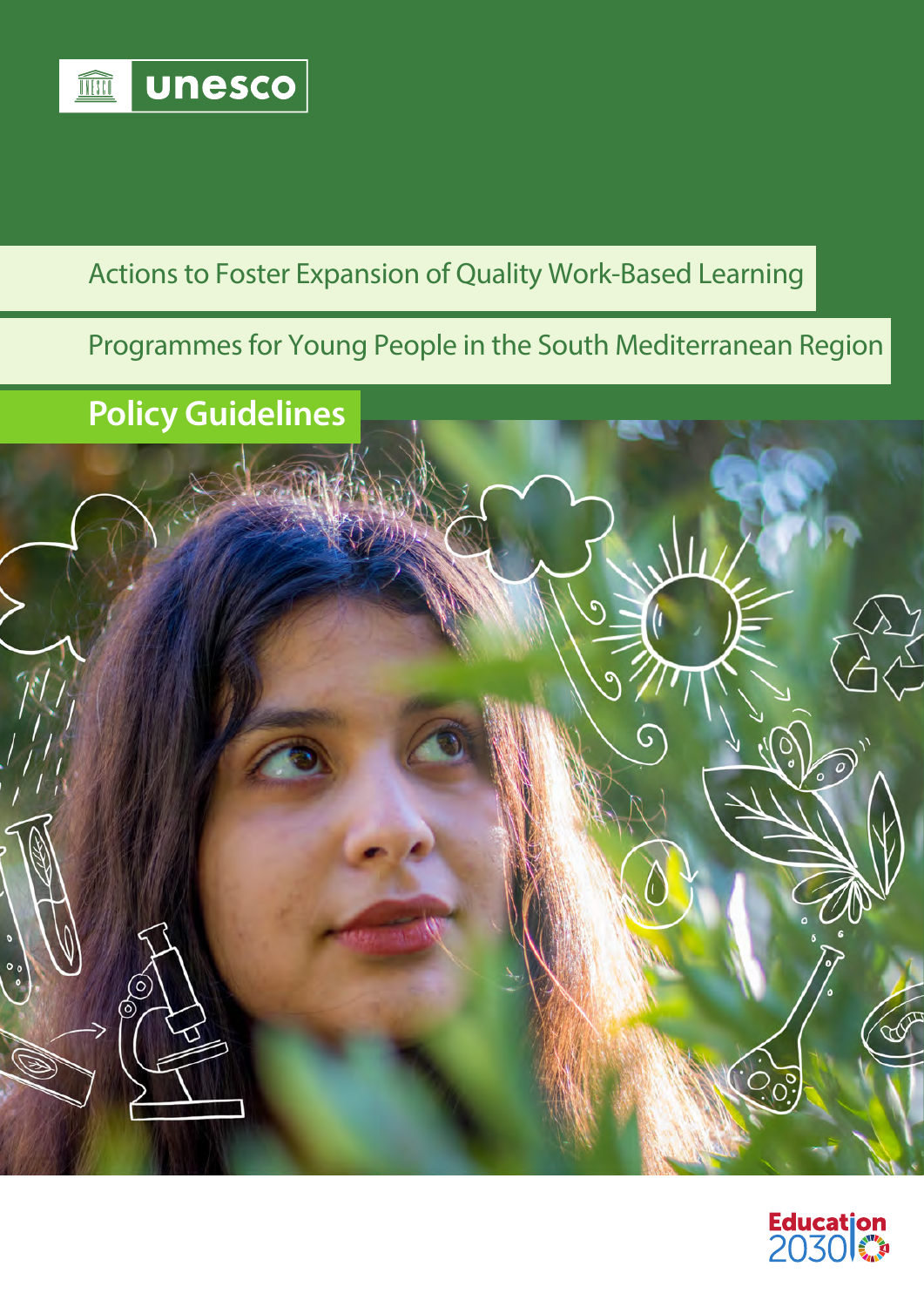unesco

# Actions to Foster Expansion of Quality Work-Based Learning Programmes for Young People in the South Mediterranean Region

## Policy Guidelines

Education 2030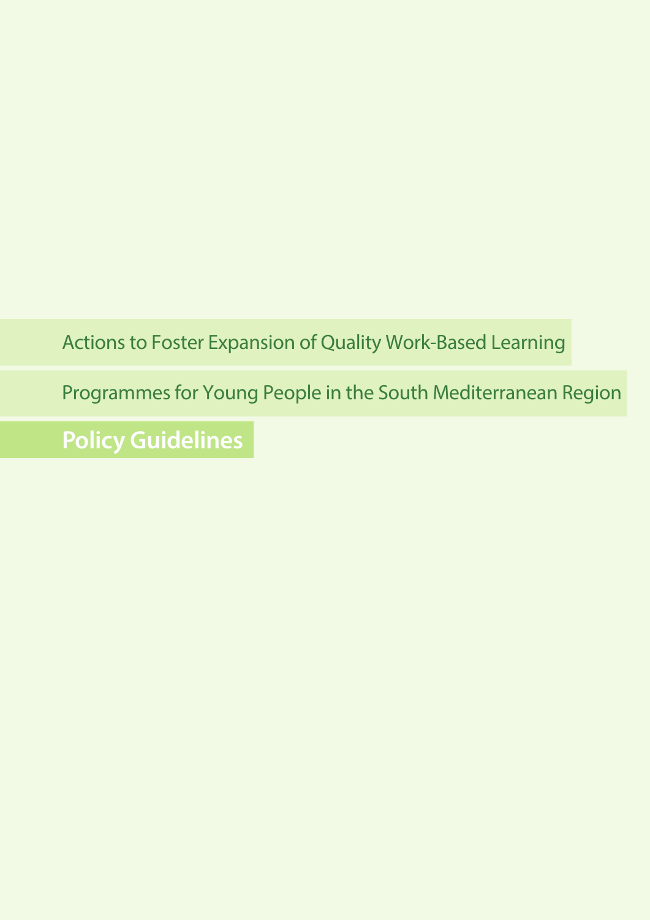# Actions to Foster Expansion of Quality Work-Based Learning Programmes for Young People in the South Mediterranean Region

## Policy Guidelines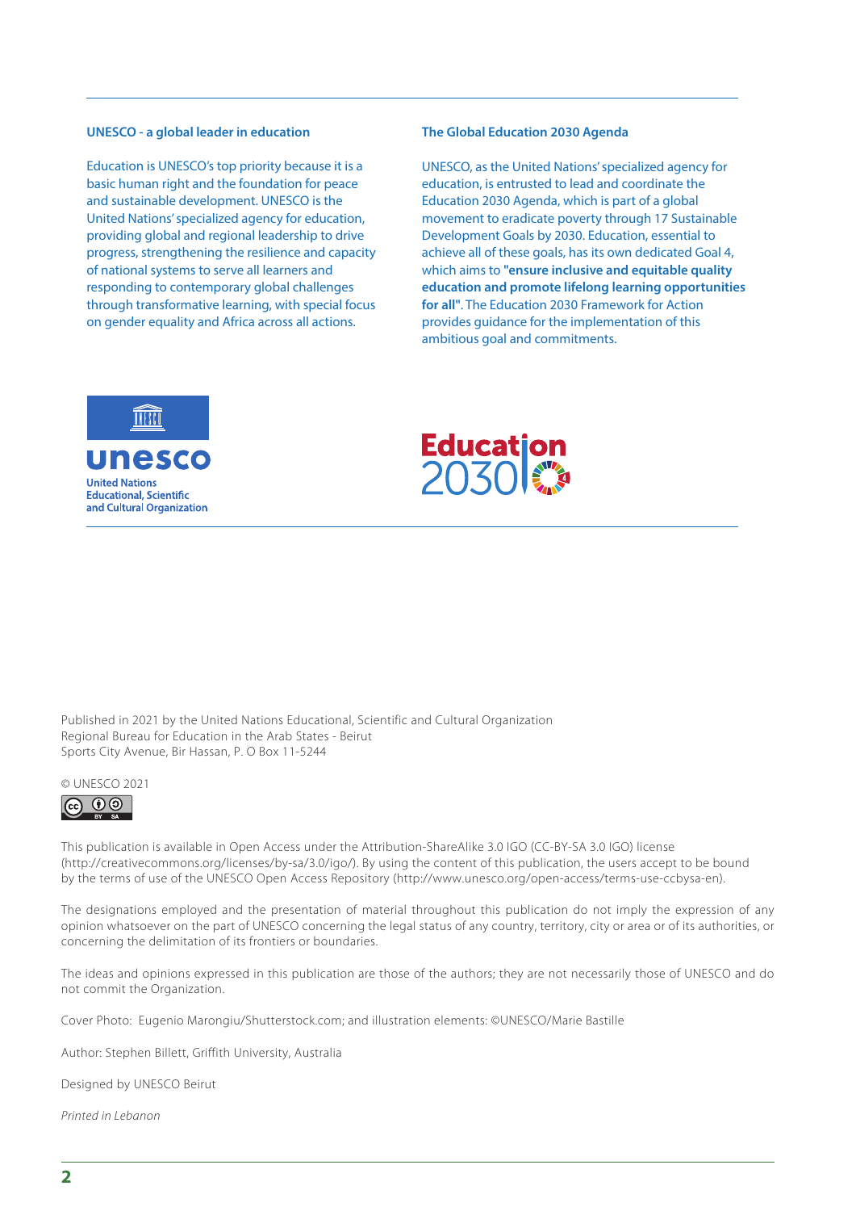### UNESCO - a global leader in education

Education is UNESCO's top priority because it is a basic human right and the foundation for peace and sustainable development. UNESCO is the United Nations' specialized agency for education, providing global and regional leadership to drive progress, strengthening the resilience and capacity of national systems to serve all learners and responding to contemporary global challenges through transformative learning, with special focus on gender equality and Africa across all actions.

### The Global Education 2030 Agenda

UNESCO, as the United Nations' specialized agency for education, is entrusted to lead and coordinate the Education 2030 Agenda, which is part of a global movement to eradicate poverty through 17 Sustainable Development Goals by 2030. Education, essential to achieve all of these goals, has its own dedicated Goal 4, which aims to **"ensure inclusive and equitable quality education and promote lifelong learning opportunities for all"**. The Education 2030 Framework for Action provides guidance for the implementation of this ambitious goal and commitments.

unesco
United Nations
Educational, Scientific
and Cultural Organization

Education 2030

Published in 2021 by the United Nations Educational, Scientific and Cultural Organization
Regional Bureau for Education in the Arab States - Beirut
Sports City Avenue, Bir Hassan, P. O Box 11-5244

© UNESCO 2021

This publication is available in Open Access under the Attribution-ShareAlike 3.0 IGO (CC-BY-SA 3.0 IGO) license (http://creativecommons.org/licenses/by-sa/3.0/igo/). By using the content of this publication, the users accept to be bound by the terms of use of the UNESCO Open Access Repository (http://www.unesco.org/open-access/terms-use-ccbysa-en).

The designations employed and the presentation of material throughout this publication do not imply the expression of any opinion whatsoever on the part of UNESCO concerning the legal status of any country, territory, city or area or of its authorities, or concerning the delimitation of its frontiers or boundaries.

The ideas and opinions expressed in this publication are those of the authors; they are not necessarily those of UNESCO and do not commit the Organization.

Cover Photo: Eugenio Marongiu/Shutterstock.com; and illustration elements: ©UNESCO/Marie Bastille

Author: Stephen Billett, Griffith University, Australia

Designed by UNESCO Beirut

*Printed in Lebanon*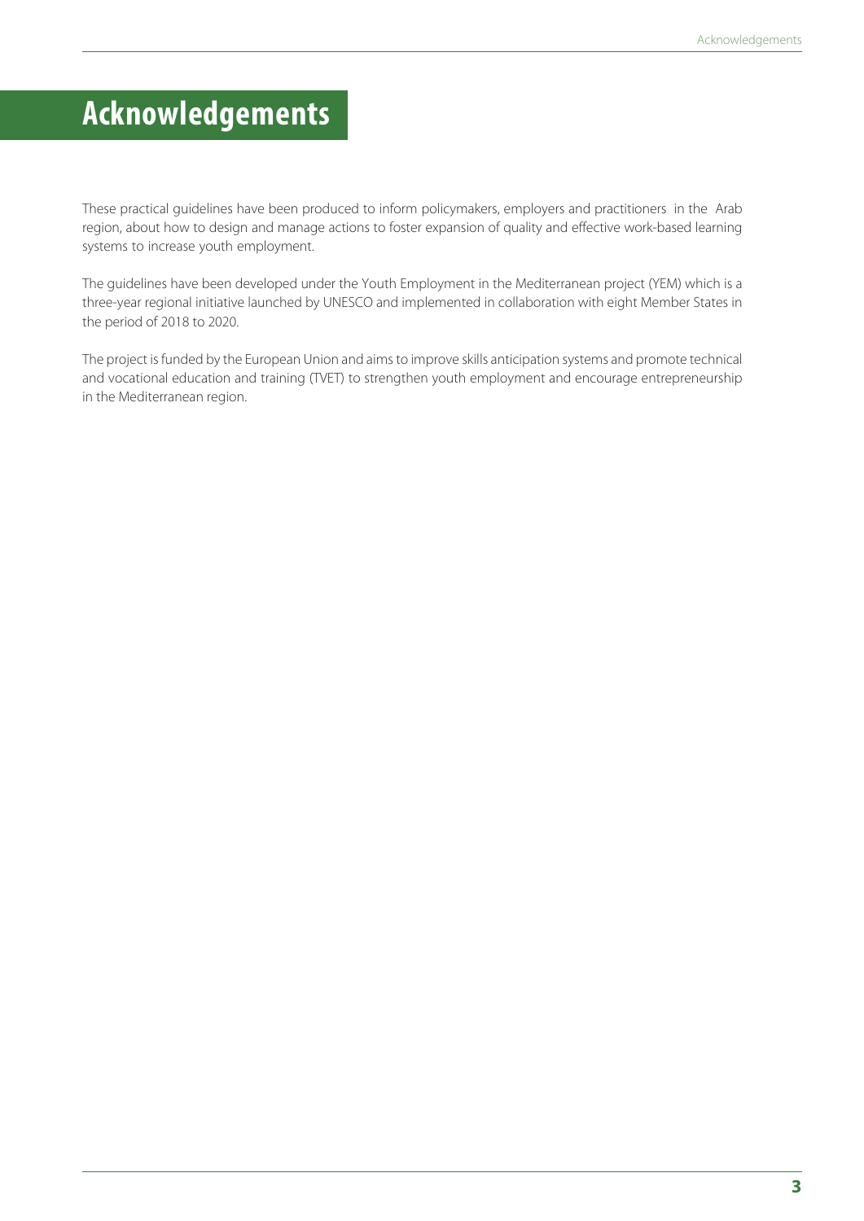# Acknowledgements

These practical guidelines have been produced to inform policymakers, employers and practitioners in the Arab region, about how to design and manage actions to foster expansion of quality and effective work-based learning systems to increase youth employment.

The guidelines have been developed under the Youth Employment in the Mediterranean project (YEM) which is a three-year regional initiative launched by UNESCO and implemented in collaboration with eight Member States in the period of 2018 to 2020.

The project is funded by the European Union and aims to improve skills anticipation systems and promote technical and vocational education and training (TVET) to strengthen youth employment and encourage entrepreneurship in the Mediterranean region.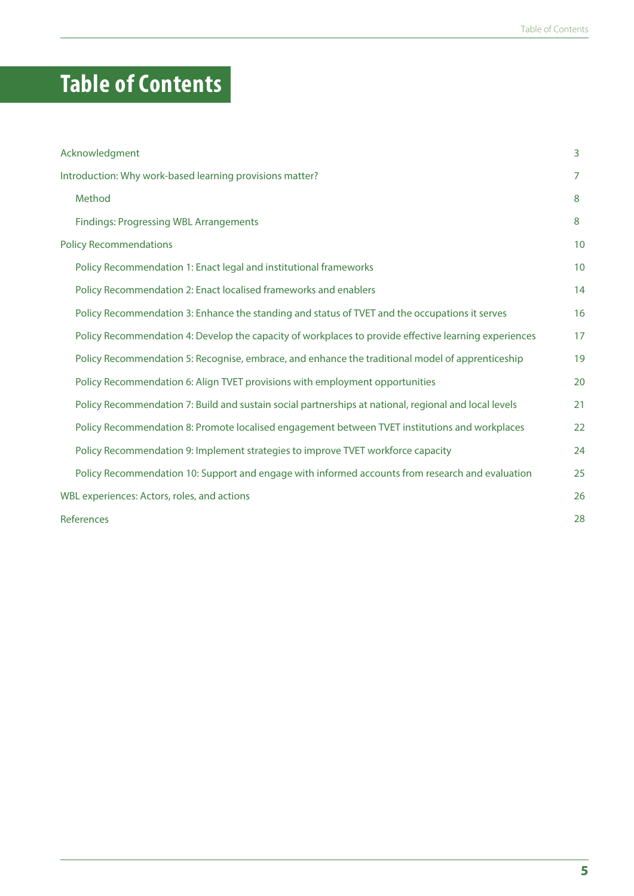# Table of Contents

| | |
|---|---|
| Acknowledgment | 3 |
| Introduction: Why work-based learning provisions matter? | 7 |
| Method | 8 |
| Findings: Progressing WBL Arrangements | 8 |
| Policy Recommendations | 10 |
| Policy Recommendation 1: Enact legal and institutional frameworks | 10 |
| Policy Recommendation 2: Enact localised frameworks and enablers | 14 |
| Policy Recommendation 3: Enhance the standing and status of TVET and the occupations it serves | 16 |
| Policy Recommendation 4: Develop the capacity of workplaces to provide effective learning experiences | 17 |
| Policy Recommendation 5: Recognise, embrace, and enhance the traditional model of apprenticeship | 19 |
| Policy Recommendation 6: Align TVET provisions with employment opportunities | 20 |
| Policy Recommendation 7: Build and sustain social partnerships at national, regional and local levels | 21 |
| Policy Recommendation 8: Promote localised engagement between TVET institutions and workplaces | 22 |
| Policy Recommendation 9: Implement strategies to improve TVET workforce capacity | 24 |
| Policy Recommendation 10: Support and engage with informed accounts from research and evaluation | 25 |
| WBL experiences: Actors, roles, and actions | 26 |
| References | 28 |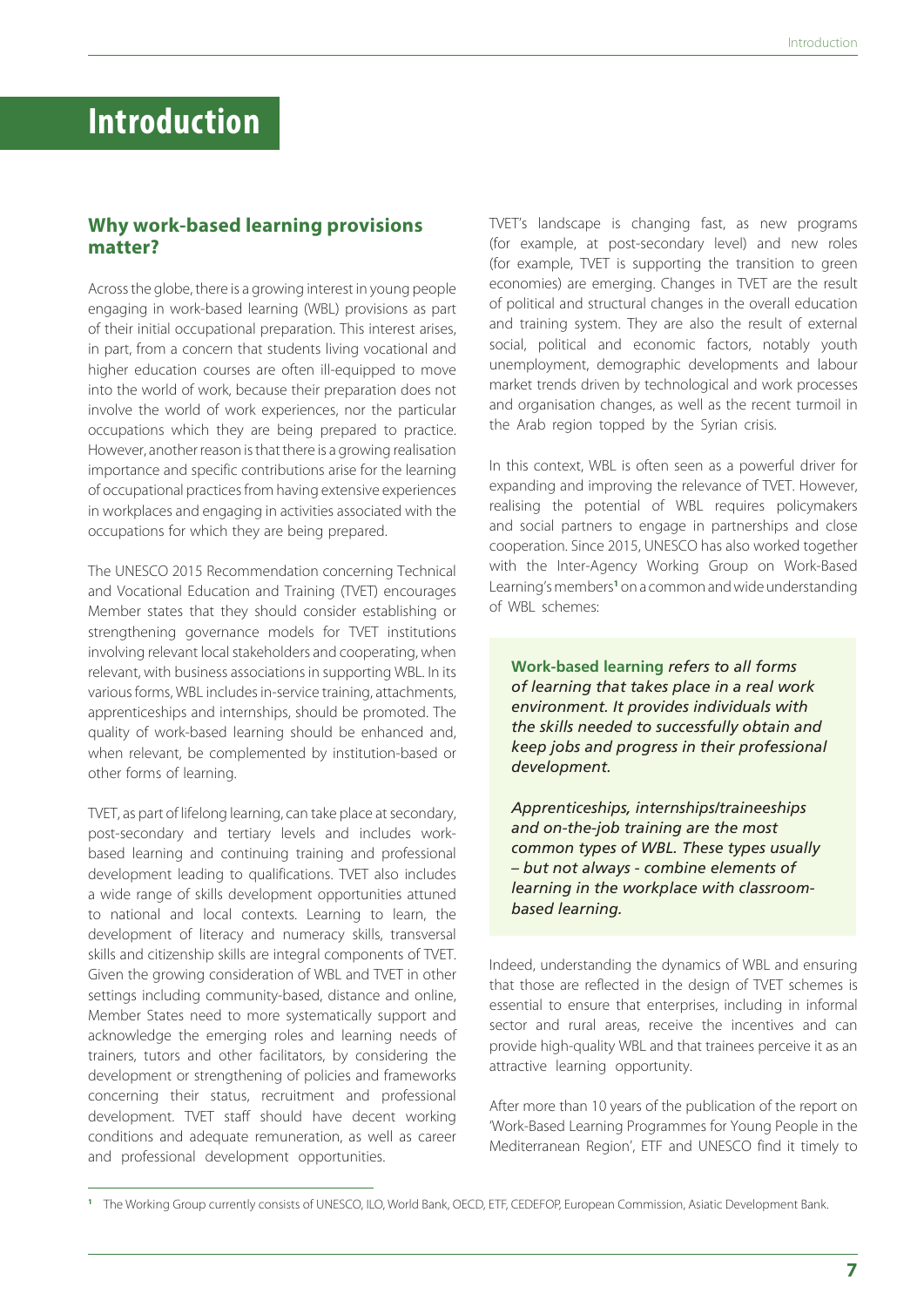# Introduction

## Why work-based learning provisions matter?

Across the globe, there is a growing interest in young people engaging in work-based learning (WBL) provisions as part of their initial occupational preparation. This interest arises, in part, from a concern that students living vocational and higher education courses are often ill-equipped to move into the world of work, because their preparation does not involve the world of work experiences, nor the particular occupations which they are being prepared to practice. However, another reason is that there is a growing realisation importance and specific contributions arise for the learning of occupational practices from having extensive experiences in workplaces and engaging in activities associated with the occupations for which they are being prepared.

The UNESCO 2015 Recommendation concerning Technical and Vocational Education and Training (TVET) encourages Member states that they should consider establishing or strengthening governance models for TVET institutions involving relevant local stakeholders and cooperating, when relevant, with business associations in supporting WBL. In its various forms, WBL includes in-service training, attachments, apprenticeships and internships, should be promoted. The quality of work-based learning should be enhanced and, when relevant, be complemented by institution-based or other forms of learning.

TVET, as part of lifelong learning, can take place at secondary, post-secondary and tertiary levels and includes work-based learning and continuing training and professional development leading to qualifications. TVET also includes a wide range of skills development opportunities attuned to national and local contexts. Learning to learn, the development of literacy and numeracy skills, transversal skills and citizenship skills are integral components of TVET. Given the growing consideration of WBL and TVET in other settings including community-based, distance and online, Member States need to more systematically support and acknowledge the emerging roles and learning needs of trainers, tutors and other facilitators, by considering the development or strengthening of policies and frameworks concerning their status, recruitment and professional development. TVET staff should have decent working conditions and adequate remuneration, as well as career and professional development opportunities.

TVET's landscape is changing fast, as new programs (for example, at post-secondary level) and new roles (for example, TVET is supporting the transition to green economies) are emerging. Changes in TVET are the result of political and structural changes in the overall education and training system. They are also the result of external social, political and economic factors, notably youth unemployment, demographic developments and labour market trends driven by technological and work processes and organisation changes, as well as the recent turmoil in the Arab region topped by the Syrian crisis.

In this context, WBL is often seen as a powerful driver for expanding and improving the relevance of TVET. However, realising the potential of WBL requires policymakers and social partners to engage in partnerships and close cooperation. Since 2015, UNESCO has also worked together with the Inter-Agency Working Group on Work-Based Learning's members[1] on a common and wide understanding of WBL schemes:

> **Work-based learning** *refers to all forms of learning that takes place in a real work environment. It provides individuals with the skills needed to successfully obtain and keep jobs and progress in their professional development.*
>
> *Apprenticeships, internships/traineeships and on-the-job training are the most common types of WBL. These types usually – but not always - combine elements of learning in the workplace with classroom-based learning.*

Indeed, understanding the dynamics of WBL and ensuring that those are reflected in the design of TVET schemes is essential to ensure that enterprises, including in informal sector and rural areas, receive the incentives and can provide high-quality WBL and that trainees perceive it as an attractive learning opportunity.

After more than 10 years of the publication of the report on 'Work-Based Learning Programmes for Young People in the Mediterranean Region', ETF and UNESCO find it timely to

[1] The Working Group currently consists of UNESCO, ILO, World Bank, OECD, ETF, CEDEFOP, European Commission, Asiatic Development Bank.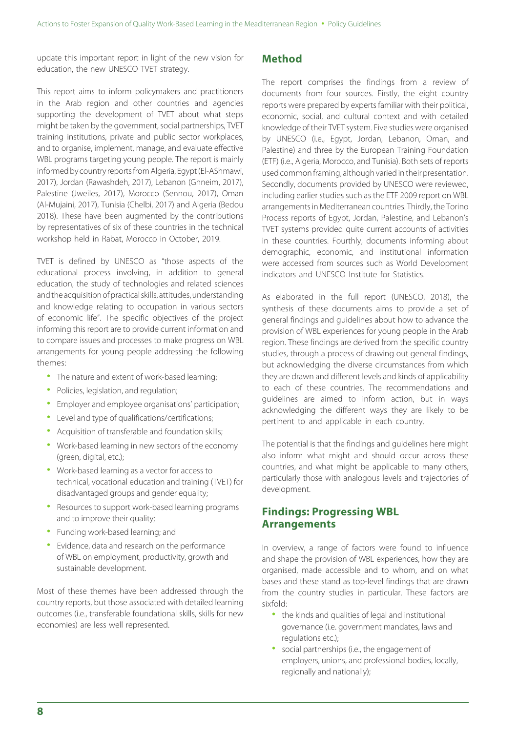update this important report in light of the new vision for education, the new UNESCO TVET strategy.

This report aims to inform policymakers and practitioners in the Arab region and other countries and agencies supporting the development of TVET about what steps might be taken by the government, social partnerships, TVET training institutions, private and public sector workplaces, and to organise, implement, manage, and evaluate effective WBL programs targeting young people. The report is mainly informed by country reports from Algeria, Egypt (El-AShmawi, 2017), Jordan (Rawashdeh, 2017), Lebanon (Ghneim, 2017), Palestine (Jweiles, 2017), Morocco (Sennou, 2017), Oman (Al-Mujaini, 2017), Tunisia (Chelbi, 2017) and Algeria (Bedou 2018). These have been augmented by the contributions by representatives of six of these countries in the technical workshop held in Rabat, Morocco in October, 2019.

TVET is defined by UNESCO as "those aspects of the educational process involving, in addition to general education, the study of technologies and related sciences and the acquisition of practical skills, attitudes, understanding and knowledge relating to occupation in various sectors of economic life". The specific objectives of the project informing this report are to provide current information and to compare issues and processes to make progress on WBL arrangements for young people addressing the following themes:

- The nature and extent of work-based learning;
- Policies, legislation, and regulation;
- Employer and employee organisations' participation;
- Level and type of qualifications/certifications;
- Acquisition of transferable and foundation skills;
- Work-based learning in new sectors of the economy (green, digital, etc.);
- Work-based learning as a vector for access to technical, vocational education and training (TVET) for disadvantaged groups and gender equality;
- Resources to support work-based learning programs and to improve their quality;
- Funding work-based learning; and
- Evidence, data and research on the performance of WBL on employment, productivity, growth and sustainable development.

Most of these themes have been addressed through the country reports, but those associated with detailed learning outcomes (i.e., transferable foundational skills, skills for new economies) are less well represented.

## Method

The report comprises the findings from a review of documents from four sources. Firstly, the eight country reports were prepared by experts familiar with their political, economic, social, and cultural context and with detailed knowledge of their TVET system. Five studies were organised by UNESCO (i.e., Egypt, Jordan, Lebanon, Oman, and Palestine) and three by the European Training Foundation (ETF) (i.e., Algeria, Morocco, and Tunisia). Both sets of reports used common framing, although varied in their presentation. Secondly, documents provided by UNESCO were reviewed, including earlier studies such as the ETF 2009 report on WBL arrangements in Mediterranean countries. Thirdly, the Torino Process reports of Egypt, Jordan, Palestine, and Lebanon's TVET systems provided quite current accounts of activities in these countries. Fourthly, documents informing about demographic, economic, and institutional information were accessed from sources such as World Development indicators and UNESCO Institute for Statistics.

As elaborated in the full report (UNESCO, 2018), the synthesis of these documents aims to provide a set of general findings and guidelines about how to advance the provision of WBL experiences for young people in the Arab region. These findings are derived from the specific country studies, through a process of drawing out general findings, but acknowledging the diverse circumstances from which they are drawn and different levels and kinds of applicability to each of these countries. The recommendations and guidelines are aimed to inform action, but in ways acknowledging the different ways they are likely to be pertinent to and applicable in each country.

The potential is that the findings and guidelines here might also inform what might and should occur across these countries, and what might be applicable to many others, particularly those with analogous levels and trajectories of development.

## Findings: Progressing WBL Arrangements

In overview, a range of factors were found to influence and shape the provision of WBL experiences, how they are organised, made accessible and to whom, and on what bases and these stand as top-level findings that are drawn from the country studies in particular. These factors are sixfold:

- the kinds and qualities of legal and institutional governance (i.e. government mandates, laws and regulations etc.);
- social partnerships (i.e., the engagement of employers, unions, and professional bodies, locally, regionally and nationally);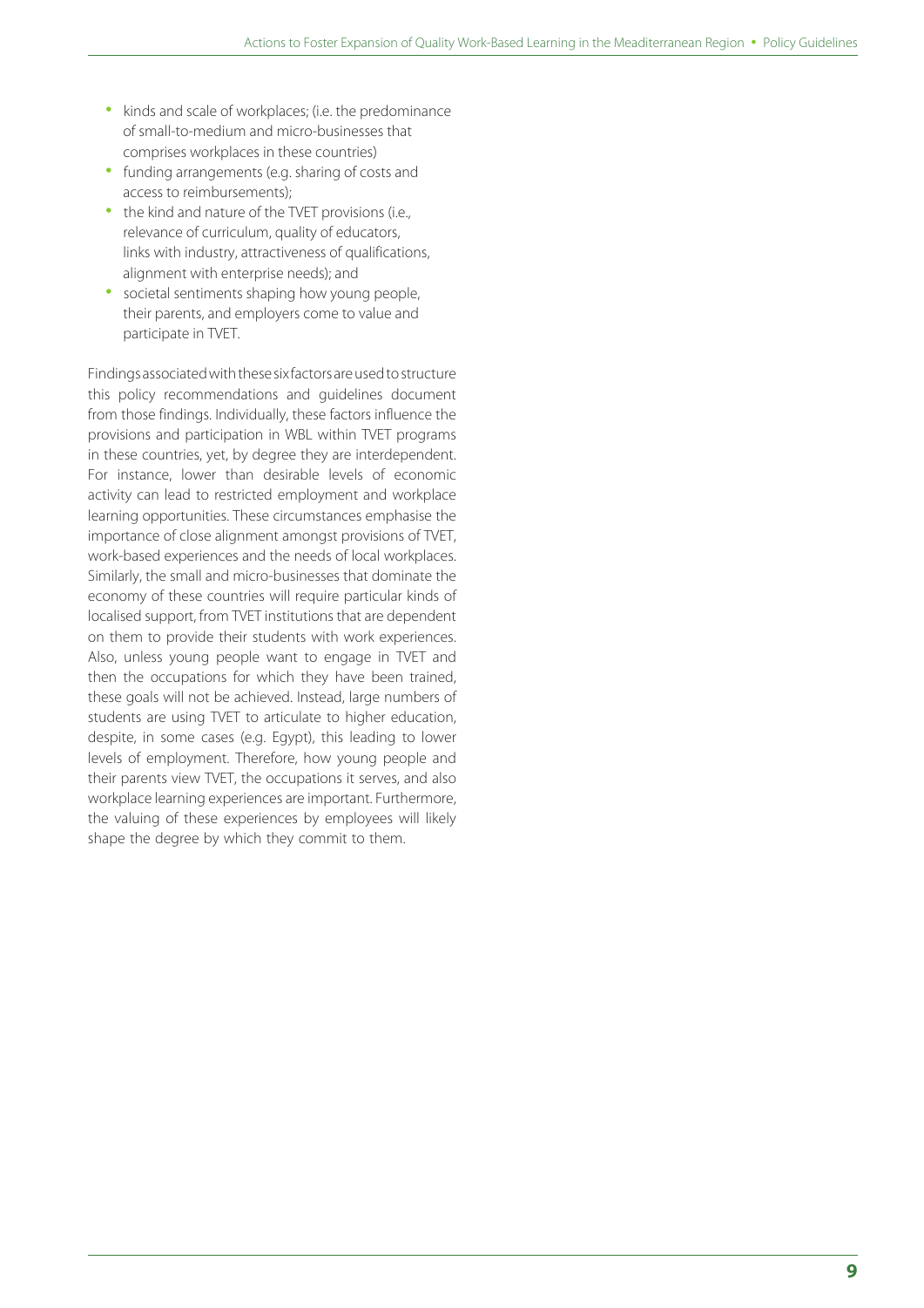- kinds and scale of workplaces; (i.e. the predominance of small-to-medium and micro-businesses that comprises workplaces in these countries)
- funding arrangements (e.g. sharing of costs and access to reimbursements);
- the kind and nature of the TVET provisions (i.e., relevance of curriculum, quality of educators, links with industry, attractiveness of qualifications, alignment with enterprise needs); and
- societal sentiments shaping how young people, their parents, and employers come to value and participate in TVET.

Findings associated with these six factors are used to structure this policy recommendations and guidelines document from those findings. Individually, these factors influence the provisions and participation in WBL within TVET programs in these countries, yet, by degree they are interdependent. For instance, lower than desirable levels of economic activity can lead to restricted employment and workplace learning opportunities. These circumstances emphasise the importance of close alignment amongst provisions of TVET, work-based experiences and the needs of local workplaces. Similarly, the small and micro-businesses that dominate the economy of these countries will require particular kinds of localised support, from TVET institutions that are dependent on them to provide their students with work experiences. Also, unless young people want to engage in TVET and then the occupations for which they have been trained, these goals will not be achieved. Instead, large numbers of students are using TVET to articulate to higher education, despite, in some cases (e.g. Egypt), this leading to lower levels of employment. Therefore, how young people and their parents view TVET, the occupations it serves, and also workplace learning experiences are important. Furthermore, the valuing of these experiences by employees will likely shape the degree by which they commit to them.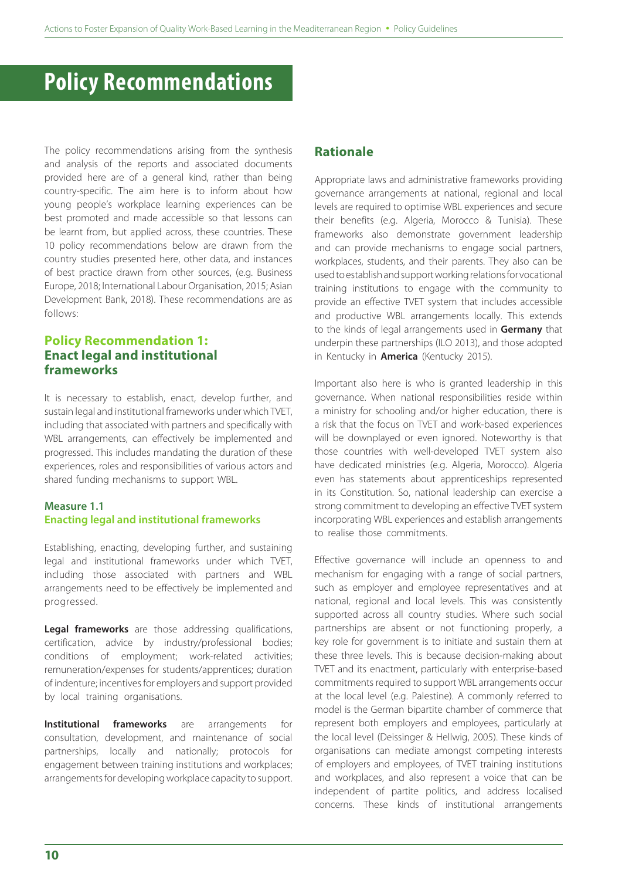# Policy Recommendations

The policy recommendations arising from the synthesis and analysis of the reports and associated documents provided here are of a general kind, rather than being country-specific. The aim here is to inform about how young people's workplace learning experiences can be best promoted and made accessible so that lessons can be learnt from, but applied across, these countries. These 10 policy recommendations below are drawn from the country studies presented here, other data, and instances of best practice drawn from other sources, (e.g. Business Europe, 2018; International Labour Organisation, 2015; Asian Development Bank, 2018). These recommendations are as follows:

## Policy Recommendation 1: Enact legal and institutional frameworks

It is necessary to establish, enact, develop further, and sustain legal and institutional frameworks under which TVET, including that associated with partners and specifically with WBL arrangements, can effectively be implemented and progressed. This includes mandating the duration of these experiences, roles and responsibilities of various actors and shared funding mechanisms to support WBL.

### Measure 1.1 Enacting legal and institutional frameworks

Establishing, enacting, developing further, and sustaining legal and institutional frameworks under which TVET, including those associated with partners and WBL arrangements need to be effectively be implemented and progressed.

**Legal frameworks** are those addressing qualifications, certification, advice by industry/professional bodies; conditions of employment; work-related activities; remuneration/expenses for students/apprentices; duration of indenture; incentives for employers and support provided by local training organisations.

**Institutional frameworks** are arrangements for consultation, development, and maintenance of social partnerships, locally and nationally; protocols for engagement between training institutions and workplaces; arrangements for developing workplace capacity to support.

## Rationale

Appropriate laws and administrative frameworks providing governance arrangements at national, regional and local levels are required to optimise WBL experiences and secure their benefits (e.g. Algeria, Morocco & Tunisia). These frameworks also demonstrate government leadership and can provide mechanisms to engage social partners, workplaces, students, and their parents. They also can be used to establish and support working relations for vocational training institutions to engage with the community to provide an effective TVET system that includes accessible and productive WBL arrangements locally. This extends to the kinds of legal arrangements used in **Germany** that underpin these partnerships (ILO 2013), and those adopted in Kentucky in **America** (Kentucky 2015).

Important also here is who is granted leadership in this governance. When national responsibilities reside within a ministry for schooling and/or higher education, there is a risk that the focus on TVET and work-based experiences will be downplayed or even ignored. Noteworthy is that those countries with well-developed TVET system also have dedicated ministries (e.g. Algeria, Morocco). Algeria even has statements about apprenticeships represented in its Constitution. So, national leadership can exercise a strong commitment to developing an effective TVET system incorporating WBL experiences and establish arrangements to realise those commitments.

Effective governance will include an openness to and mechanism for engaging with a range of social partners, such as employer and employee representatives and at national, regional and local levels. This was consistently supported across all country studies. Where such social partnerships are absent or not functioning properly, a key role for government is to initiate and sustain them at these three levels. This is because decision-making about TVET and its enactment, particularly with enterprise-based commitments required to support WBL arrangements occur at the local level (e.g. Palestine). A commonly referred to model is the German bipartite chamber of commerce that represent both employers and employees, particularly at the local level (Deissinger & Hellwig, 2005). These kinds of organisations can mediate amongst competing interests of employers and employees, of TVET training institutions and workplaces, and also represent a voice that can be independent of partite politics, and address localised concerns. These kinds of institutional arrangements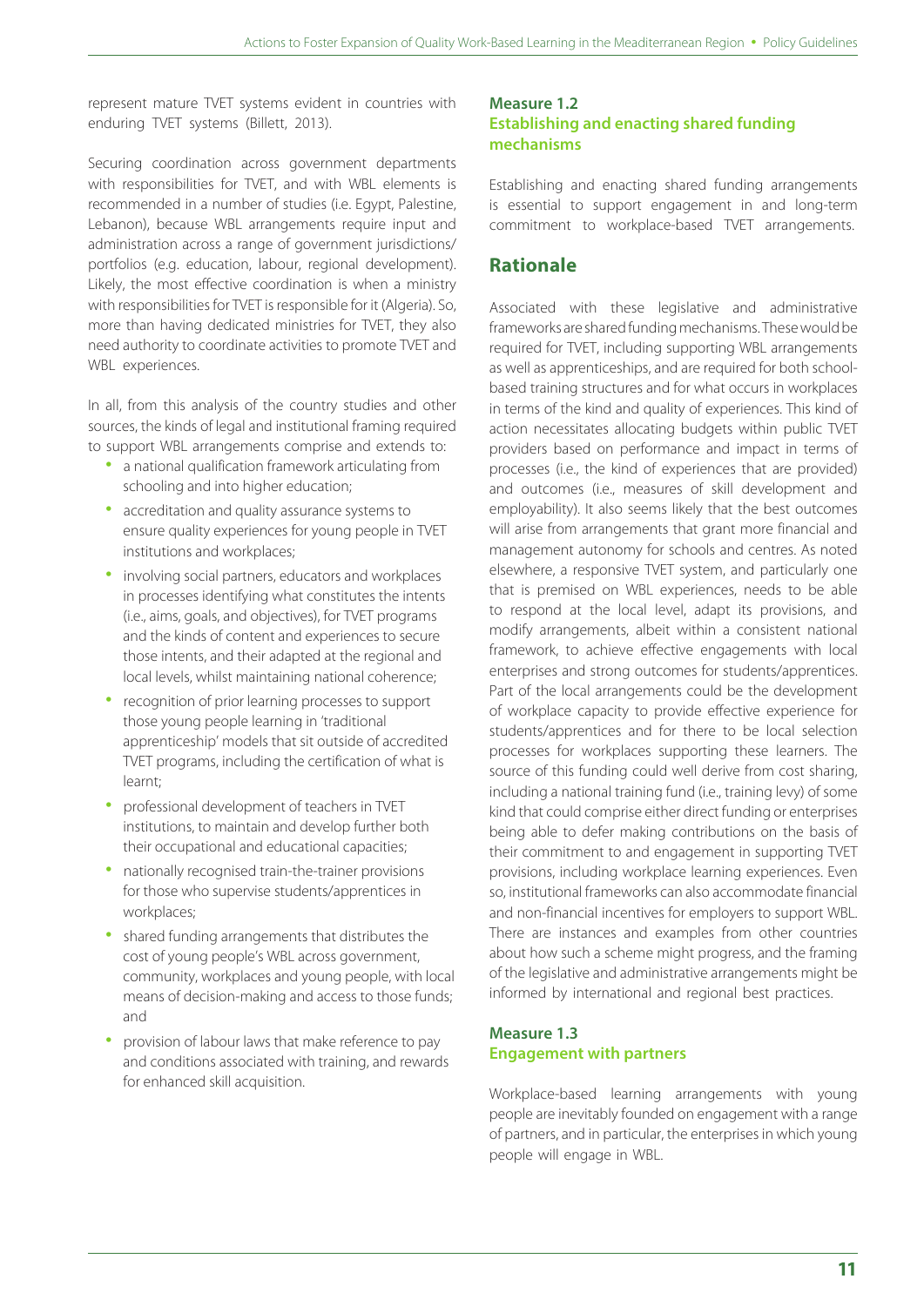represent mature TVET systems evident in countries with enduring TVET systems (Billett, 2013).

Securing coordination across government departments with responsibilities for TVET, and with WBL elements is recommended in a number of studies (i.e. Egypt, Palestine, Lebanon), because WBL arrangements require input and administration across a range of government jurisdictions/portfolios (e.g. education, labour, regional development). Likely, the most effective coordination is when a ministry with responsibilities for TVET is responsible for it (Algeria). So, more than having dedicated ministries for TVET, they also need authority to coordinate activities to promote TVET and WBL experiences.

In all, from this analysis of the country studies and other sources, the kinds of legal and institutional framing required to support WBL arrangements comprise and extends to:

- a national qualification framework articulating from schooling and into higher education;
- accreditation and quality assurance systems to ensure quality experiences for young people in TVET institutions and workplaces;
- involving social partners, educators and workplaces in processes identifying what constitutes the intents (i.e., aims, goals, and objectives), for TVET programs and the kinds of content and experiences to secure those intents, and their adapted at the regional and local levels, whilst maintaining national coherence;
- recognition of prior learning processes to support those young people learning in 'traditional apprenticeship' models that sit outside of accredited TVET programs, including the certification of what is learnt;
- professional development of teachers in TVET institutions, to maintain and develop further both their occupational and educational capacities;
- nationally recognised train-the-trainer provisions for those who supervise students/apprentices in workplaces;
- shared funding arrangements that distributes the cost of young people's WBL across government, community, workplaces and young people, with local means of decision-making and access to those funds; and
- provision of labour laws that make reference to pay and conditions associated with training, and rewards for enhanced skill acquisition.

### Measure 1.2
### Establishing and enacting shared funding mechanisms

Establishing and enacting shared funding arrangements is essential to support engagement in and long-term commitment to workplace-based TVET arrangements.

## Rationale

Associated with these legislative and administrative frameworks are shared funding mechanisms. These would be required for TVET, including supporting WBL arrangements as well as apprenticeships, and are required for both school-based training structures and for what occurs in workplaces in terms of the kind and quality of experiences. This kind of action necessitates allocating budgets within public TVET providers based on performance and impact in terms of processes (i.e., the kind of experiences that are provided) and outcomes (i.e., measures of skill development and employability). It also seems likely that the best outcomes will arise from arrangements that grant more financial and management autonomy for schools and centres. As noted elsewhere, a responsive TVET system, and particularly one that is premised on WBL experiences, needs to be able to respond at the local level, adapt its provisions, and modify arrangements, albeit within a consistent national framework, to achieve effective engagements with local enterprises and strong outcomes for students/apprentices. Part of the local arrangements could be the development of workplace capacity to provide effective experience for students/apprentices and for there to be local selection processes for workplaces supporting these learners. The source of this funding could well derive from cost sharing, including a national training fund (i.e., training levy) of some kind that could comprise either direct funding or enterprises being able to defer making contributions on the basis of their commitment to and engagement in supporting TVET provisions, including workplace learning experiences. Even so, institutional frameworks can also accommodate financial and non-financial incentives for employers to support WBL. There are instances and examples from other countries about how such a scheme might progress, and the framing of the legislative and administrative arrangements might be informed by international and regional best practices.

### Measure 1.3
### Engagement with partners

Workplace-based learning arrangements with young people are inevitably founded on engagement with a range of partners, and in particular, the enterprises in which young people will engage in WBL.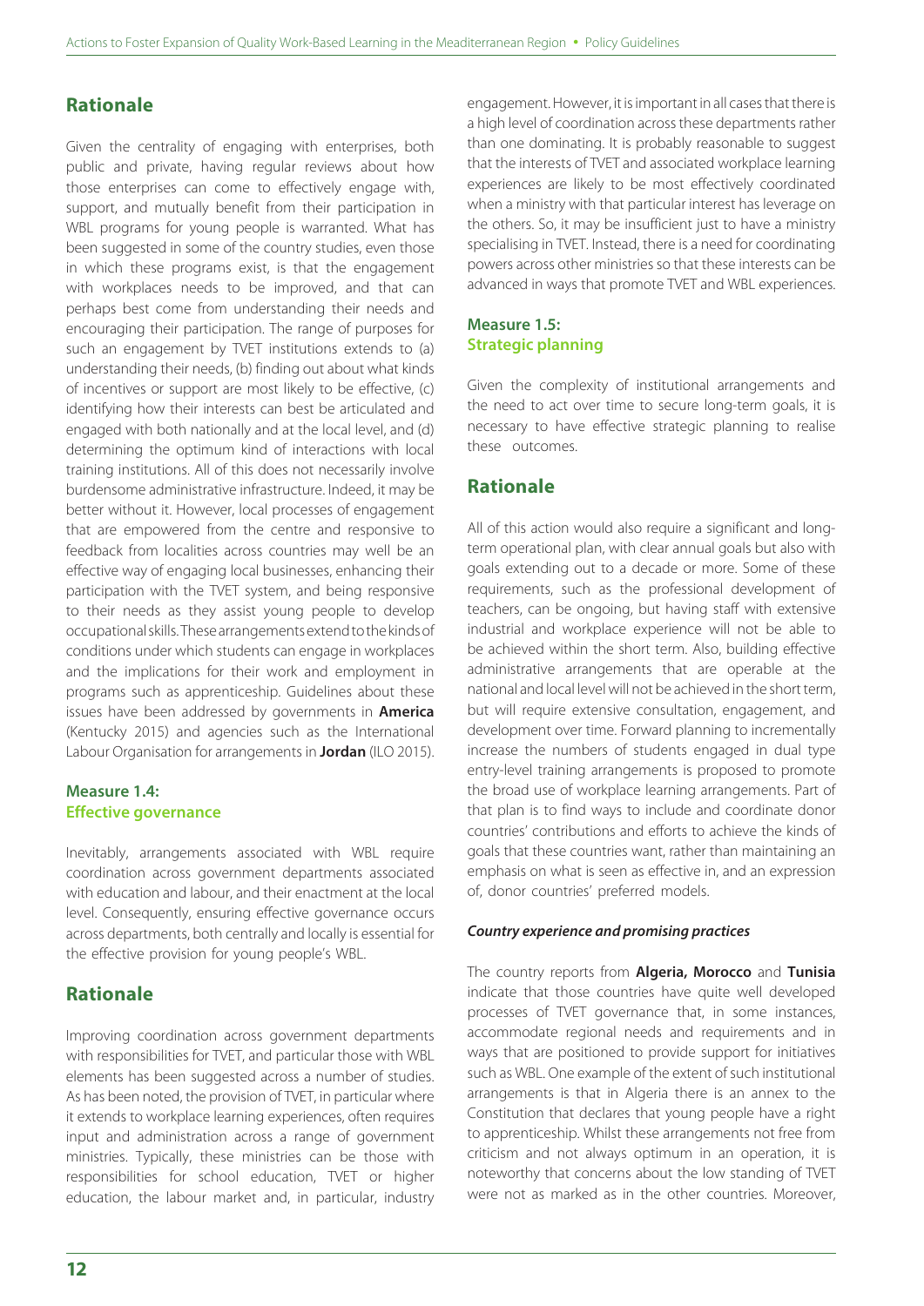## Rationale

Given the centrality of engaging with enterprises, both public and private, having regular reviews about how those enterprises can come to effectively engage with, support, and mutually benefit from their participation in WBL programs for young people is warranted. What has been suggested in some of the country studies, even those in which these programs exist, is that the engagement with workplaces needs to be improved, and that can perhaps best come from understanding their needs and encouraging their participation. The range of purposes for such an engagement by TVET institutions extends to (a) understanding their needs, (b) finding out about what kinds of incentives or support are most likely to be effective, (c) identifying how their interests can best be articulated and engaged with both nationally and at the local level, and (d) determining the optimum kind of interactions with local training institutions. All of this does not necessarily involve burdensome administrative infrastructure. Indeed, it may be better without it. However, local processes of engagement that are empowered from the centre and responsive to feedback from localities across countries may well be an effective way of engaging local businesses, enhancing their participation with the TVET system, and being responsive to their needs as they assist young people to develop occupational skills. These arrangements extend to the kinds of conditions under which students can engage in workplaces and the implications for their work and employment in programs such as apprenticeship. Guidelines about these issues have been addressed by governments in **America** (Kentucky 2015) and agencies such as the International Labour Organisation for arrangements in **Jordan** (ILO 2015).

### Measure 1.4: Effective governance

Inevitably, arrangements associated with WBL require coordination across government departments associated with education and labour, and their enactment at the local level. Consequently, ensuring effective governance occurs across departments, both centrally and locally is essential for the effective provision for young people's WBL.

## Rationale

Improving coordination across government departments with responsibilities for TVET, and particular those with WBL elements has been suggested across a number of studies. As has been noted, the provision of TVET, in particular where it extends to workplace learning experiences, often requires input and administration across a range of government ministries. Typically, these ministries can be those with responsibilities for school education, TVET or higher education, the labour market and, in particular, industry engagement. However, it is important in all cases that there is a high level of coordination across these departments rather than one dominating. It is probably reasonable to suggest that the interests of TVET and associated workplace learning experiences are likely to be most effectively coordinated when a ministry with that particular interest has leverage on the others. So, it may be insufficient just to have a ministry specialising in TVET. Instead, there is a need for coordinating powers across other ministries so that these interests can be advanced in ways that promote TVET and WBL experiences.

### Measure 1.5: Strategic planning

Given the complexity of institutional arrangements and the need to act over time to secure long-term goals, it is necessary to have effective strategic planning to realise these outcomes.

## Rationale

All of this action would also require a significant and long-term operational plan, with clear annual goals but also with goals extending out to a decade or more. Some of these requirements, such as the professional development of teachers, can be ongoing, but having staff with extensive industrial and workplace experience will not be able to be achieved within the short term. Also, building effective administrative arrangements that are operable at the national and local level will not be achieved in the short term, but will require extensive consultation, engagement, and development over time. Forward planning to incrementally increase the numbers of students engaged in dual type entry-level training arrangements is proposed to promote the broad use of workplace learning arrangements. Part of that plan is to find ways to include and coordinate donor countries' contributions and efforts to achieve the kinds of goals that these countries want, rather than maintaining an emphasis on what is seen as effective in, and an expression of, donor countries' preferred models.

#### *Country experience and promising practices*

The country reports from **Algeria, Morocco** and **Tunisia** indicate that those countries have quite well developed processes of TVET governance that, in some instances, accommodate regional needs and requirements and in ways that are positioned to provide support for initiatives such as WBL. One example of the extent of such institutional arrangements is that in Algeria there is an annex to the Constitution that declares that young people have a right to apprenticeship. Whilst these arrangements not free from criticism and not always optimum in an operation, it is noteworthy that concerns about the low standing of TVET were not as marked as in the other countries. Moreover,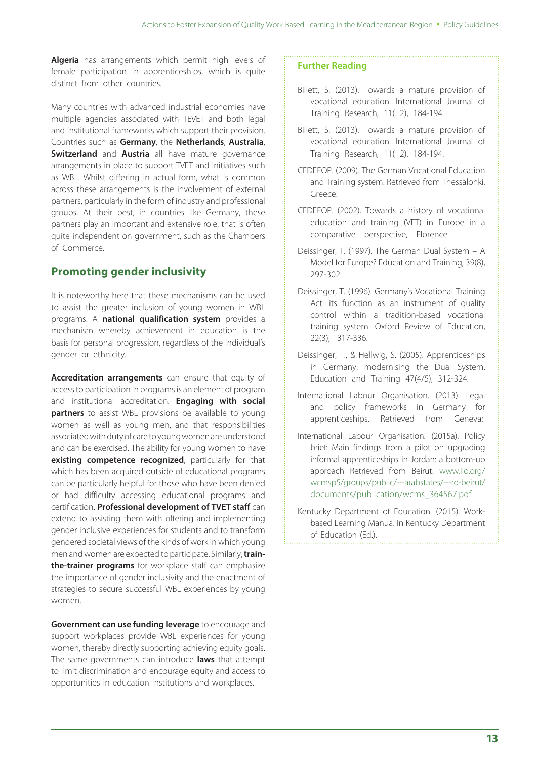**Algeria** has arrangements which permit high levels of female participation in apprenticeships, which is quite distinct from other countries.

Many countries with advanced industrial economies have multiple agencies associated with TEVET and both legal and institutional frameworks which support their provision. Countries such as **Germany**, the **Netherlands**, **Australia**, **Switzerland** and **Austria** all have mature governance arrangements in place to support TVET and initiatives such as WBL. Whilst differing in actual form, what is common across these arrangements is the involvement of external partners, particularly in the form of industry and professional groups. At their best, in countries like Germany, these partners play an important and extensive role, that is often quite independent on government, such as the Chambers of Commerce.

## Promoting gender inclusivity

It is noteworthy here that these mechanisms can be used to assist the greater inclusion of young women in WBL programs. A **national qualification system** provides a mechanism whereby achievement in education is the basis for personal progression, regardless of the individual's gender or ethnicity.

**Accreditation arrangements** can ensure that equity of access to participation in programs is an element of program and institutional accreditation. **Engaging with social partners** to assist WBL provisions be available to young women as well as young men, and that responsibilities associated with duty of care to young women are understood and can be exercised. The ability for young women to have **existing competence recognized**, particularly for that which has been acquired outside of educational programs can be particularly helpful for those who have been denied or had difficulty accessing educational programs and certification. **Professional development of TVET staff** can extend to assisting them with offering and implementing gender inclusive experiences for students and to transform gendered societal views of the kinds of work in which young men and women are expected to participate. Similarly, **train-the-trainer programs** for workplace staff can emphasize the importance of gender inclusivity and the enactment of strategies to secure successful WBL experiences by young women.

**Government can use funding leverage** to encourage and support workplaces provide WBL experiences for young women, thereby directly supporting achieving equity goals. The same governments can introduce **laws** that attempt to limit discrimination and encourage equity and access to opportunities in education institutions and workplaces.

### Further Reading

- Billett, S. (2013). Towards a mature provision of vocational education. International Journal of Training Research, 11( 2), 184-194.
- Billett, S. (2013). Towards a mature provision of vocational education. International Journal of Training Research, 11( 2), 184-194.
- CEDEFOP. (2009). The German Vocational Education and Training system. Retrieved from Thessaloniki, Greece:
- CEDEFOP. (2002). Towards a history of vocational education and training (VET) in Europe in a comparative perspective, Florence.
- Deissinger, T. (1997). The German Dual System – A Model for Europe? Education and Training, 39(8), 297-302.
- Deissinger, T. (1996). Germany's Vocational Training Act: its function as an instrument of quality control within a tradition-based vocational training system. Oxford Review of Education, 22(3), 317-336.
- Deissinger, T., & Hellwig, S. (2005). Apprenticeships in Germany: modernising the Dual System. Education and Training 47(4/5), 312-324.
- International Labour Organisation. (2013). Legal and policy frameworks in Germany for apprenticeships. Retrieved from Geneva:
- International Labour Organisation. (2015a). Policy brief: Main findings from a pilot on upgrading informal apprenticeships in Jordan: a bottom-up approach Retrieved from Beirut: www.ilo.org/wcmsp5/groups/public/---arabstates/---ro-beirut/documents/publication/wcms_364567.pdf
- Kentucky Department of Education. (2015). Work-based Learning Manua. In Kentucky Department of Education (Ed.).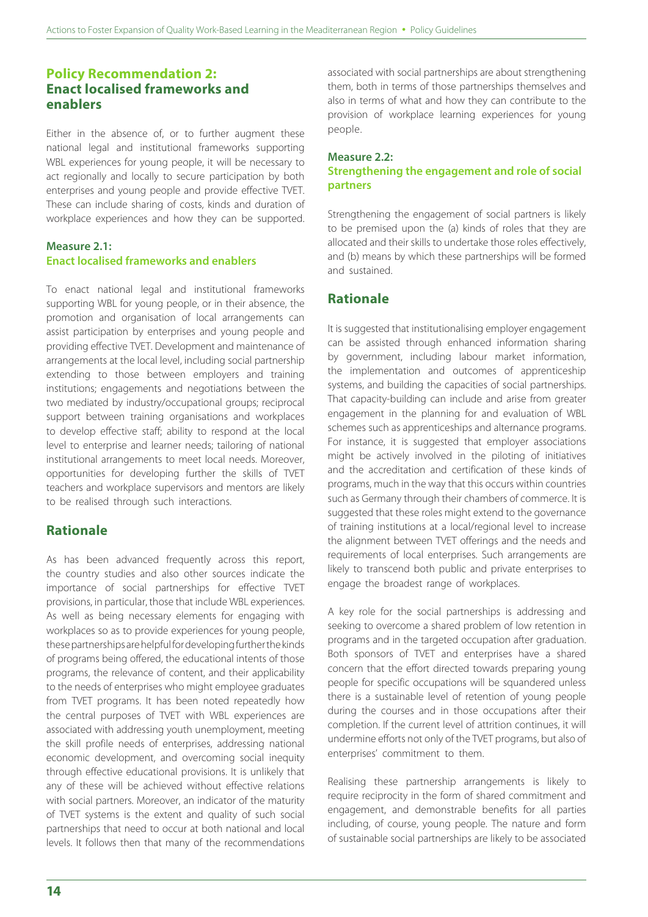## Policy Recommendation 2: Enact localised frameworks and enablers

Either in the absence of, or to further augment these national legal and institutional frameworks supporting WBL experiences for young people, it will be necessary to act regionally and locally to secure participation by both enterprises and young people and provide effective TVET. These can include sharing of costs, kinds and duration of workplace experiences and how they can be supported.

### Measure 2.1: Enact localised frameworks and enablers

To enact national legal and institutional frameworks supporting WBL for young people, or in their absence, the promotion and organisation of local arrangements can assist participation by enterprises and young people and providing effective TVET. Development and maintenance of arrangements at the local level, including social partnership extending to those between employers and training institutions; engagements and negotiations between the two mediated by industry/occupational groups; reciprocal support between training organisations and workplaces to develop effective staff; ability to respond at the local level to enterprise and learner needs; tailoring of national institutional arrangements to meet local needs. Moreover, opportunities for developing further the skills of TVET teachers and workplace supervisors and mentors are likely to be realised through such interactions.

## Rationale

As has been advanced frequently across this report, the country studies and also other sources indicate the importance of social partnerships for effective TVET provisions, in particular, those that include WBL experiences. As well as being necessary elements for engaging with workplaces so as to provide experiences for young people, these partnerships are helpful for developing further the kinds of programs being offered, the educational intents of those programs, the relevance of content, and their applicability to the needs of enterprises who might employee graduates from TVET programs. It has been noted repeatedly how the central purposes of TVET with WBL experiences are associated with addressing youth unemployment, meeting the skill profile needs of enterprises, addressing national economic development, and overcoming social inequity through effective educational provisions. It is unlikely that any of these will be achieved without effective relations with social partners. Moreover, an indicator of the maturity of TVET systems is the extent and quality of such social partnerships that need to occur at both national and local levels. It follows then that many of the recommendations associated with social partnerships are about strengthening them, both in terms of those partnerships themselves and also in terms of what and how they can contribute to the provision of workplace learning experiences for young people.

### Measure 2.2: Strengthening the engagement and role of social partners

Strengthening the engagement of social partners is likely to be premised upon the (a) kinds of roles that they are allocated and their skills to undertake those roles effectively, and (b) means by which these partnerships will be formed and sustained.

## Rationale

It is suggested that institutionalising employer engagement can be assisted through enhanced information sharing by government, including labour market information, the implementation and outcomes of apprenticeship systems, and building the capacities of social partnerships. That capacity-building can include and arise from greater engagement in the planning for and evaluation of WBL schemes such as apprenticeships and alternance programs. For instance, it is suggested that employer associations might be actively involved in the piloting of initiatives and the accreditation and certification of these kinds of programs, much in the way that this occurs within countries such as Germany through their chambers of commerce. It is suggested that these roles might extend to the governance of training institutions at a local/regional level to increase the alignment between TVET offerings and the needs and requirements of local enterprises. Such arrangements are likely to transcend both public and private enterprises to engage the broadest range of workplaces.

A key role for the social partnerships is addressing and seeking to overcome a shared problem of low retention in programs and in the targeted occupation after graduation. Both sponsors of TVET and enterprises have a shared concern that the effort directed towards preparing young people for specific occupations will be squandered unless there is a sustainable level of retention of young people during the courses and in those occupations after their completion. If the current level of attrition continues, it will undermine efforts not only of the TVET programs, but also of enterprises' commitment to them.

Realising these partnership arrangements is likely to require reciprocity in the form of shared commitment and engagement, and demonstrable benefits for all parties including, of course, young people. The nature and form of sustainable social partnerships are likely to be associated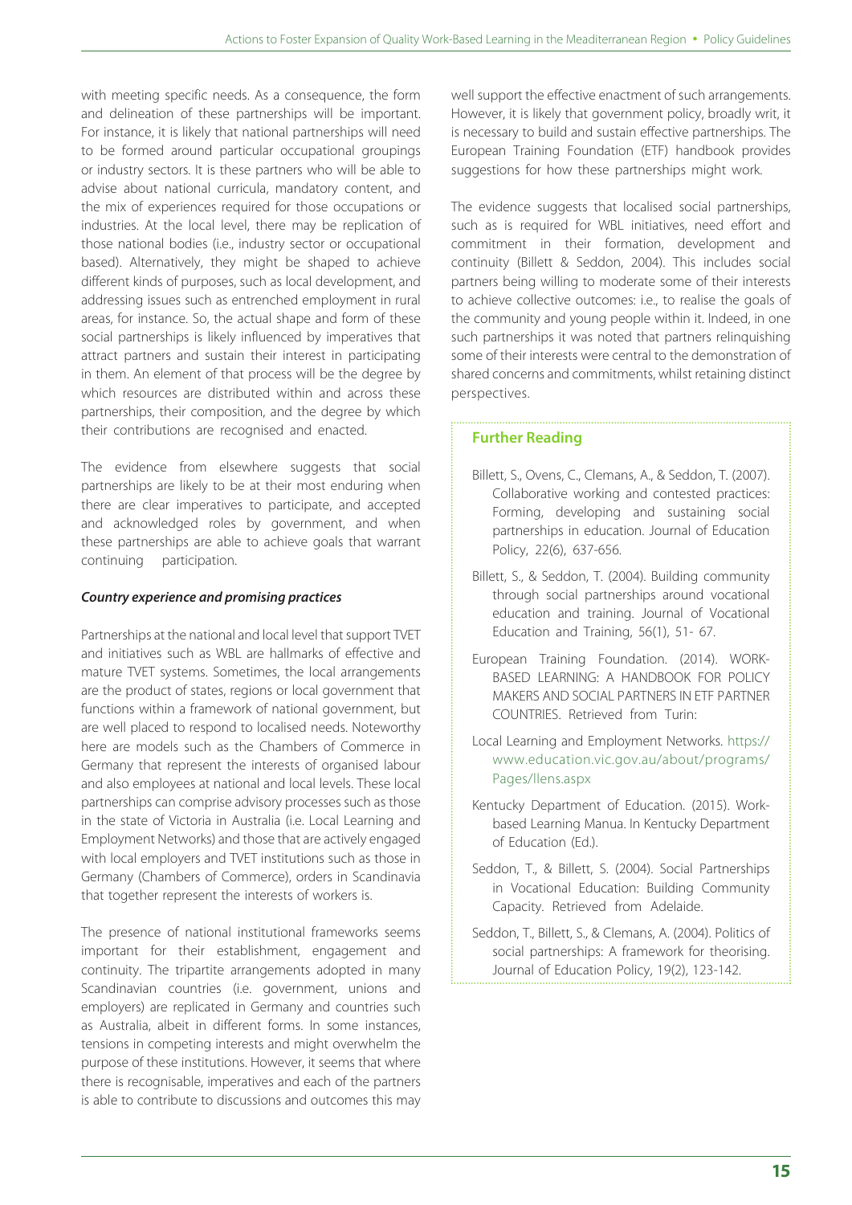with meeting specific needs. As a consequence, the form and delineation of these partnerships will be important. For instance, it is likely that national partnerships will need to be formed around particular occupational groupings or industry sectors. It is these partners who will be able to advise about national curricula, mandatory content, and the mix of experiences required for those occupations or industries. At the local level, there may be replication of those national bodies (i.e., industry sector or occupational based). Alternatively, they might be shaped to achieve different kinds of purposes, such as local development, and addressing issues such as entrenched employment in rural areas, for instance. So, the actual shape and form of these social partnerships is likely influenced by imperatives that attract partners and sustain their interest in participating in them. An element of that process will be the degree by which resources are distributed within and across these partnerships, their composition, and the degree by which their contributions are recognised and enacted.

The evidence from elsewhere suggests that social partnerships are likely to be at their most enduring when there are clear imperatives to participate, and accepted and acknowledged roles by government, and when these partnerships are able to achieve goals that warrant continuing participation.

***Country experience and promising practices***

Partnerships at the national and local level that support TVET and initiatives such as WBL are hallmarks of effective and mature TVET systems. Sometimes, the local arrangements are the product of states, regions or local government that functions within a framework of national government, but are well placed to respond to localised needs. Noteworthy here are models such as the Chambers of Commerce in Germany that represent the interests of organised labour and also employees at national and local levels. These local partnerships can comprise advisory processes such as those in the state of Victoria in Australia (i.e. Local Learning and Employment Networks) and those that are actively engaged with local employers and TVET institutions such as those in Germany (Chambers of Commerce), orders in Scandinavia that together represent the interests of workers is.

The presence of national institutional frameworks seems important for their establishment, engagement and continuity. The tripartite arrangements adopted in many Scandinavian countries (i.e. government, unions and employers) are replicated in Germany and countries such as Australia, albeit in different forms. In some instances, tensions in competing interests and might overwhelm the purpose of these institutions. However, it seems that where there is recognisable, imperatives and each of the partners is able to contribute to discussions and outcomes this may well support the effective enactment of such arrangements. However, it is likely that government policy, broadly writ, it is necessary to build and sustain effective partnerships. The European Training Foundation (ETF) handbook provides suggestions for how these partnerships might work.

The evidence suggests that localised social partnerships, such as is required for WBL initiatives, need effort and commitment in their formation, development and continuity (Billett & Seddon, 2004). This includes social partners being willing to moderate some of their interests to achieve collective outcomes: i.e., to realise the goals of the community and young people within it. Indeed, in one such partnerships it was noted that partners relinquishing some of their interests were central to the demonstration of shared concerns and commitments, whilst retaining distinct perspectives.

**Further Reading**

Billett, S., Ovens, C., Clemans, A., & Seddon, T. (2007). Collaborative working and contested practices: Forming, developing and sustaining social partnerships in education. Journal of Education Policy, 22(6), 637-656.

Billett, S., & Seddon, T. (2004). Building community through social partnerships around vocational education and training. Journal of Vocational Education and Training, 56(1), 51- 67.

European Training Foundation. (2014). WORK-BASED LEARNING: A HANDBOOK FOR POLICY MAKERS AND SOCIAL PARTNERS IN ETF PARTNER COUNTRIES. Retrieved from Turin:

Local Learning and Employment Networks. https://www.education.vic.gov.au/about/programs/Pages/llens.aspx

Kentucky Department of Education. (2015). Work-based Learning Manua. In Kentucky Department of Education (Ed.).

Seddon, T., & Billett, S. (2004). Social Partnerships in Vocational Education: Building Community Capacity. Retrieved from Adelaide.

Seddon, T., Billett, S., & Clemans, A. (2004). Politics of social partnerships: A framework for theorising. Journal of Education Policy, 19(2), 123-142.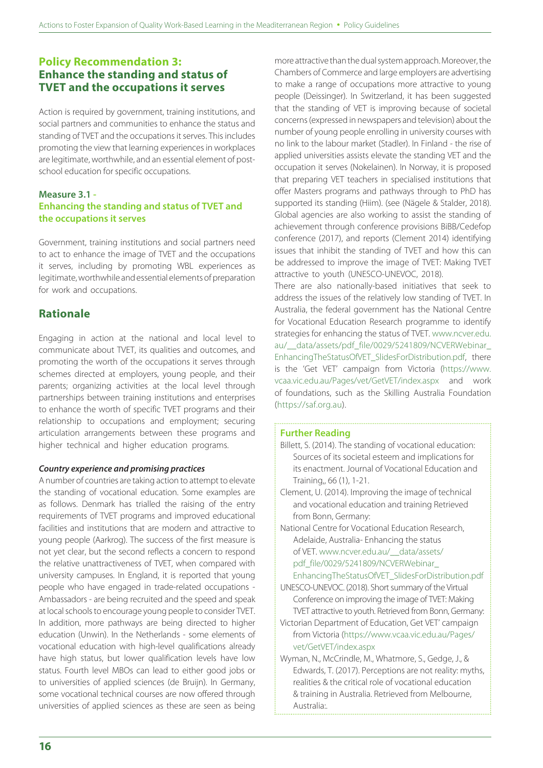## Policy Recommendation 3: Enhance the standing and status of TVET and the occupations it serves

Action is required by government, training institutions, and social partners and communities to enhance the status and standing of TVET and the occupations it serves. This includes promoting the view that learning experiences in workplaces are legitimate, worthwhile, and an essential element of post-school education for specific occupations.

### Measure 3.1 - Enhancing the standing and status of TVET and the occupations it serves

Government, training institutions and social partners need to act to enhance the image of TVET and the occupations it serves, including by promoting WBL experiences as legitimate, worthwhile and essential elements of preparation for work and occupations.

## Rationale

Engaging in action at the national and local level to communicate about TVET, its qualities and outcomes, and promoting the worth of the occupations it serves through schemes directed at employers, young people, and their parents; organizing activities at the local level through partnerships between training institutions and enterprises to enhance the worth of specific TVET programs and their relationship to occupations and employment; securing articulation arrangements between these programs and higher technical and higher education programs.

***Country experience and promising practices***

A number of countries are taking action to attempt to elevate the standing of vocational education. Some examples are as follows. Denmark has trialled the raising of the entry requirements of TVET programs and improved educational facilities and institutions that are modern and attractive to young people (Aarkrog). The success of the first measure is not yet clear, but the second reflects a concern to respond the relative unattractiveness of TVET, when compared with university campuses. In England, it is reported that young people who have engaged in trade-related occupations - Ambassadors - are being recruited and the speed and speak at local schools to encourage young people to consider TVET. In addition, more pathways are being directed to higher education (Unwin). In the Netherlands - some elements of vocational education with high-level qualifications already have high status, but lower qualification levels have low status. Fourth level MBOs can lead to either good jobs or to universities of applied sciences (de Bruijn). In Germany, some vocational technical courses are now offered through universities of applied sciences as these are seen as being more attractive than the dual system approach. Moreover, the Chambers of Commerce and large employers are advertising to make a range of occupations more attractive to young people (Deissinger). In Switzerland, it has been suggested that the standing of VET is improving because of societal concerns (expressed in newspapers and television) about the number of young people enrolling in university courses with no link to the labour market (Stadler). In Finland - the rise of applied universities assists elevate the standing VET and the occupation it serves (Nokelainen). In Norway, it is proposed that preparing VET teachers in specialised institutions that offer Masters programs and pathways through to PhD has supported its standing (Hiim). (see (Nägele & Stalder, 2018). Global agencies are also working to assist the standing of achievement through conference provisions BiBB/Cedefop conference (2017), and reports (Clement 2014) identifying issues that inhibit the standing of TVET and how this can be addressed to improve the image of TVET: Making TVET attractive to youth (UNESCO-UNEVOC, 2018).

There are also nationally-based initiatives that seek to address the issues of the relatively low standing of TVET. In Australia, the federal government has the National Centre for Vocational Education Research programme to identify strategies for enhancing the status of TVET. www.ncver.edu.au/__data/assets/pdf_file/0029/5241809/NCVERWebinar_EnhancingTheStatusOfVET_SlidesForDistribution.pdf, there is the 'Get VET' campaign from Victoria (https://www.vcaa.vic.edu.au/Pages/vet/GetVET/index.aspx and work of foundations, such as the Skilling Australia Foundation (https://saf.org.au).

### Further Reading

Billett, S. (2014). The standing of vocational education: Sources of its societal esteem and implications for its enactment. Journal of Vocational Education and Training,, 66 (1), 1-21.

Clement, U. (2014). Improving the image of technical and vocational education and training Retrieved from Bonn, Germany:

National Centre for Vocational Education Research, Adelaide, Australia- Enhancing the status of VET. www.ncver.edu.au/__data/assets/pdf_file/0029/5241809/NCVERWebinar_EnhancingTheStatusOfVET_SlidesForDistribution.pdf

UNESCO-UNEVOC. (2018). Short summary of the Virtual Conference on improving the image of TVET: Making TVET attractive to youth. Retrieved from Bonn, Germany:

Victorian Department of Education, Get VET' campaign from Victoria (https://www.vcaa.vic.edu.au/Pages/vet/GetVET/index.aspx

Wyman, N., McCrindle, M., Whatmore, S., Gedge, J., & Edwards, T. (2017). Perceptions are not reality: myths, realities & the critical role of vocational education & training in Australia. Retrieved from Melbourne, Australia:.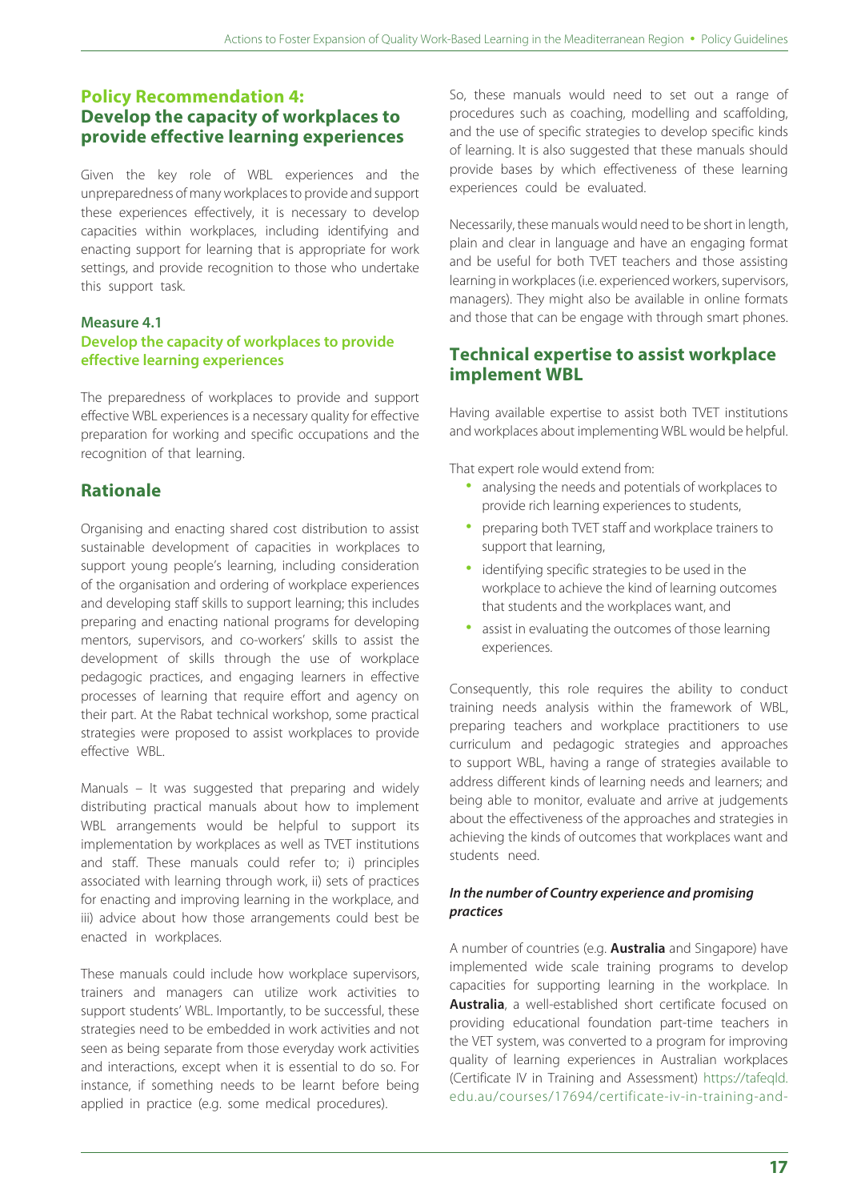## Policy Recommendation 4:
## Develop the capacity of workplaces to provide effective learning experiences

Given the key role of WBL experiences and the unpreparedness of many workplaces to provide and support these experiences effectively, it is necessary to develop capacities within workplaces, including identifying and enacting support for learning that is appropriate for work settings, and provide recognition to those who undertake this support task.

### Measure 4.1
### Develop the capacity of workplaces to provide effective learning experiences

The preparedness of workplaces to provide and support effective WBL experiences is a necessary quality for effective preparation for working and specific occupations and the recognition of that learning.

## Rationale

Organising and enacting shared cost distribution to assist sustainable development of capacities in workplaces to support young people's learning, including consideration of the organisation and ordering of workplace experiences and developing staff skills to support learning; this includes preparing and enacting national programs for developing mentors, supervisors, and co-workers' skills to assist the development of skills through the use of workplace pedagogic practices, and engaging learners in effective processes of learning that require effort and agency on their part. At the Rabat technical workshop, some practical strategies were proposed to assist workplaces to provide effective WBL.

Manuals – It was suggested that preparing and widely distributing practical manuals about how to implement WBL arrangements would be helpful to support its implementation by workplaces as well as TVET institutions and staff. These manuals could refer to; i) principles associated with learning through work, ii) sets of practices for enacting and improving learning in the workplace, and iii) advice about how those arrangements could best be enacted in workplaces.

These manuals could include how workplace supervisors, trainers and managers can utilize work activities to support students' WBL. Importantly, to be successful, these strategies need to be embedded in work activities and not seen as being separate from those everyday work activities and interactions, except when it is essential to do so. For instance, if something needs to be learnt before being applied in practice (e.g. some medical procedures).

So, these manuals would need to set out a range of procedures such as coaching, modelling and scaffolding, and the use of specific strategies to develop specific kinds of learning. It is also suggested that these manuals should provide bases by which effectiveness of these learning experiences could be evaluated.

Necessarily, these manuals would need to be short in length, plain and clear in language and have an engaging format and be useful for both TVET teachers and those assisting learning in workplaces (i.e. experienced workers, supervisors, managers). They might also be available in online formats and those that can be engage with through smart phones.

## Technical expertise to assist workplace implement WBL

Having available expertise to assist both TVET institutions and workplaces about implementing WBL would be helpful.

That expert role would extend from:

- analysing the needs and potentials of workplaces to provide rich learning experiences to students,
- preparing both TVET staff and workplace trainers to support that learning,
- identifying specific strategies to be used in the workplace to achieve the kind of learning outcomes that students and the workplaces want, and
- assist in evaluating the outcomes of those learning experiences.

Consequently, this role requires the ability to conduct training needs analysis within the framework of WBL, preparing teachers and workplace practitioners to use curriculum and pedagogic strategies and approaches to support WBL, having a range of strategies available to address different kinds of learning needs and learners; and being able to monitor, evaluate and arrive at judgements about the effectiveness of the approaches and strategies in achieving the kinds of outcomes that workplaces want and students need.

***In the number of Country experience and promising practices***

A number of countries (e.g. **Australia** and Singapore) have implemented wide scale training programs to develop capacities for supporting learning in the workplace. In **Australia**, a well-established short certificate focused on providing educational foundation part-time teachers in the VET system, was converted to a program for improving quality of learning experiences in Australian workplaces (Certificate IV in Training and Assessment) https://tafeqld.edu.au/courses/17694/certificate-iv-in-training-and-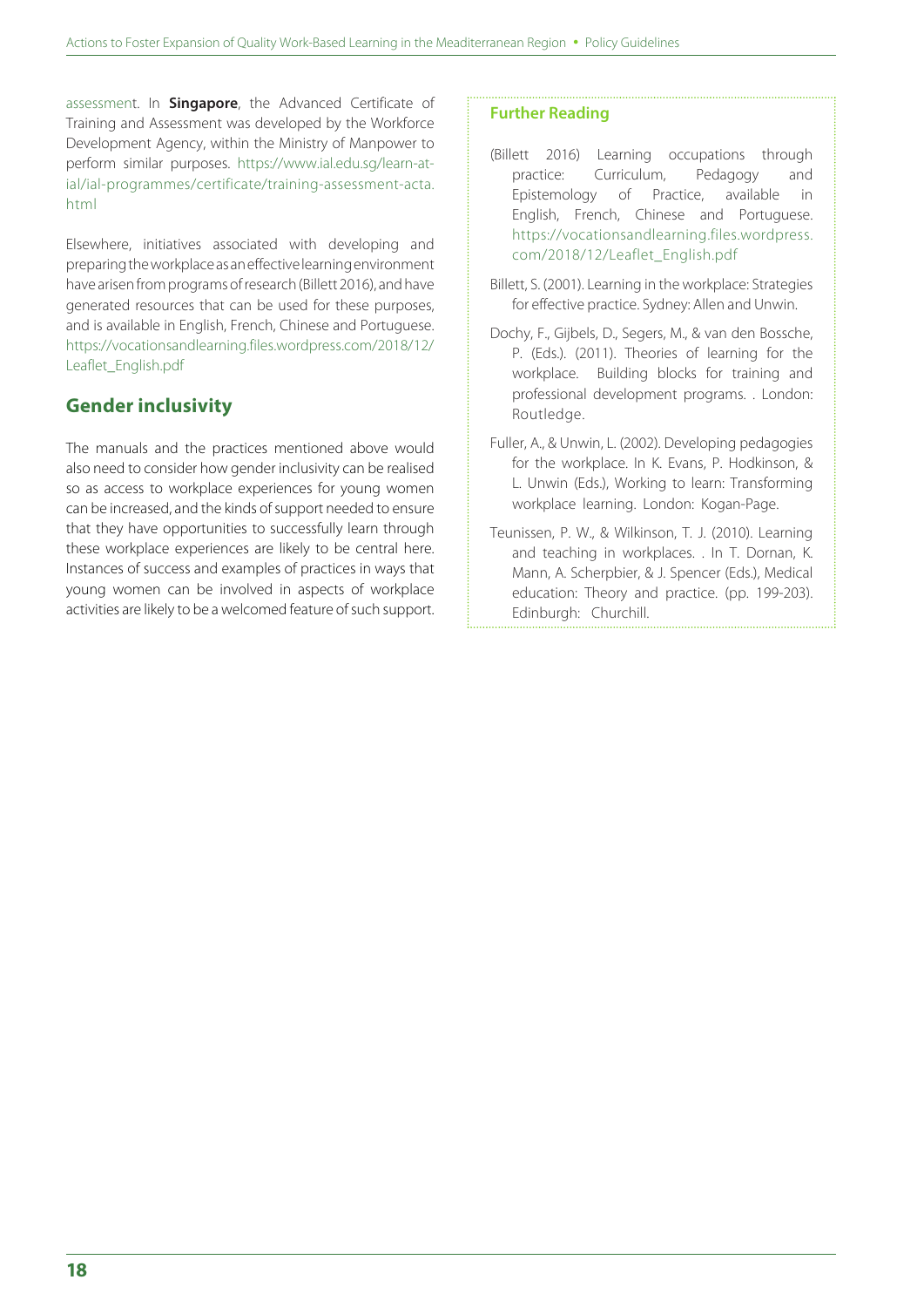assessment. In **Singapore**, the Advanced Certificate of Training and Assessment was developed by the Workforce Development Agency, within the Ministry of Manpower to perform similar purposes. https://www.ial.edu.sg/learn-at-ial/ial-programmes/certificate/training-assessment-acta.html

Elsewhere, initiatives associated with developing and preparing the workplace as an effective learning environment have arisen from programs of research (Billett 2016), and have generated resources that can be used for these purposes, and is available in English, French, Chinese and Portuguese. https://vocationsandlearning.files.wordpress.com/2018/12/Leaflet_English.pdf

## Gender inclusivity

The manuals and the practices mentioned above would also need to consider how gender inclusivity can be realised so as access to workplace experiences for young women can be increased, and the kinds of support needed to ensure that they have opportunities to successfully learn through these workplace experiences are likely to be central here. Instances of success and examples of practices in ways that young women can be involved in aspects of workplace activities are likely to be a welcomed feature of such support.

### Further Reading

(Billett 2016) Learning occupations through practice: Curriculum, Pedagogy and Epistemology of Practice, available in English, French, Chinese and Portuguese. https://vocationsandlearning.files.wordpress.com/2018/12/Leaflet_English.pdf

Billett, S. (2001). Learning in the workplace: Strategies for effective practice. Sydney: Allen and Unwin.

Dochy, F., Gijbels, D., Segers, M., & van den Bossche, P. (Eds.). (2011). Theories of learning for the workplace. Building blocks for training and professional development programs. . London: Routledge.

Fuller, A., & Unwin, L. (2002). Developing pedagogies for the workplace. In K. Evans, P. Hodkinson, & L. Unwin (Eds.), Working to learn: Transforming workplace learning. London: Kogan-Page.

Teunissen, P. W., & Wilkinson, T. J. (2010). Learning and teaching in workplaces. . In T. Dornan, K. Mann, A. Scherpbier, & J. Spencer (Eds.), Medical education: Theory and practice. (pp. 199-203). Edinburgh: Churchill.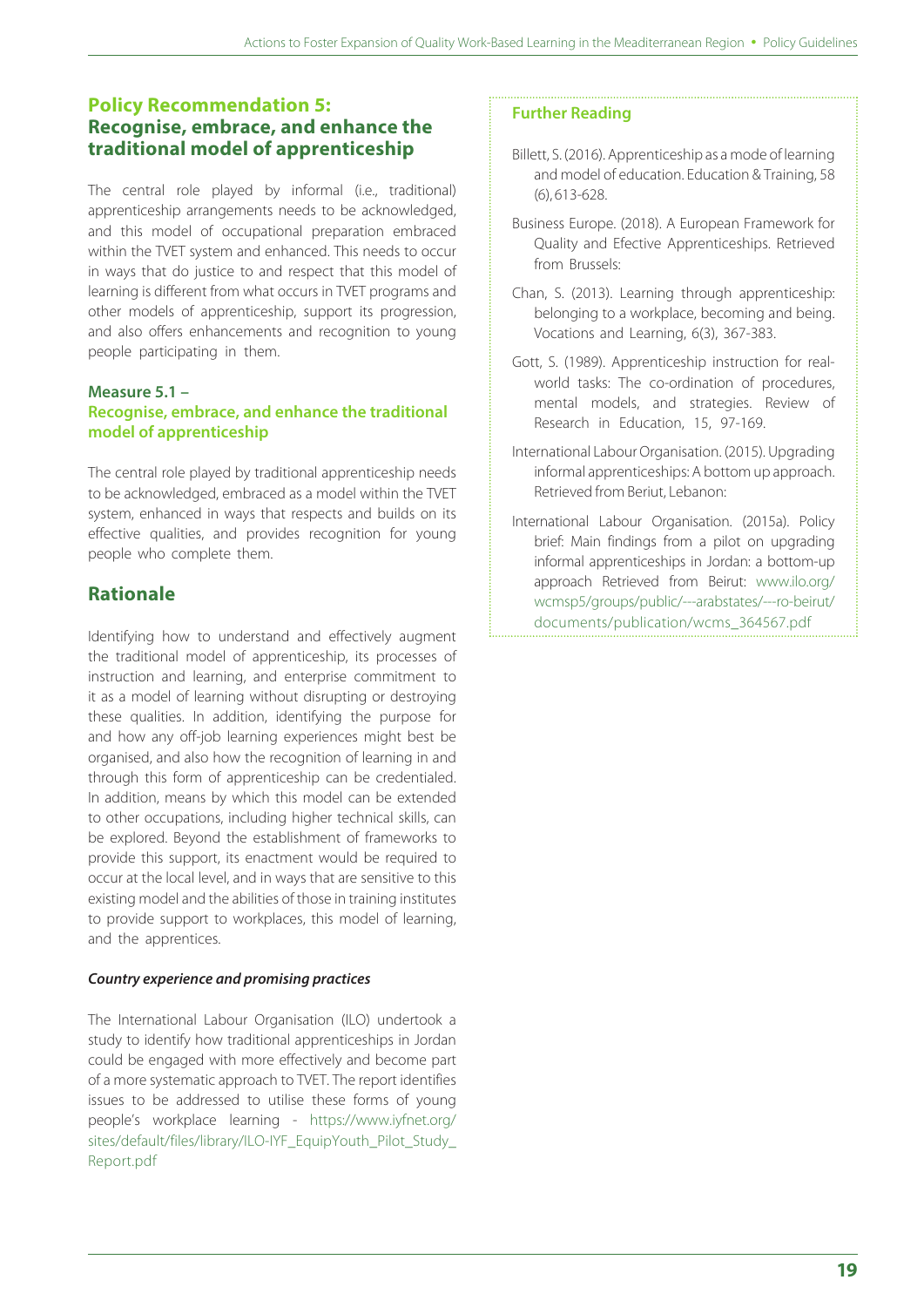## Policy Recommendation 5: Recognise, embrace, and enhance the traditional model of apprenticeship

The central role played by informal (i.e., traditional) apprenticeship arrangements needs to be acknowledged, and this model of occupational preparation embraced within the TVET system and enhanced. This needs to occur in ways that do justice to and respect that this model of learning is different from what occurs in TVET programs and other models of apprenticeship, support its progression, and also offers enhancements and recognition to young people participating in them.

### Measure 5.1 – Recognise, embrace, and enhance the traditional model of apprenticeship

The central role played by traditional apprenticeship needs to be acknowledged, embraced as a model within the TVET system, enhanced in ways that respects and builds on its effective qualities, and provides recognition for young people who complete them.

## Rationale

Identifying how to understand and effectively augment the traditional model of apprenticeship, its processes of instruction and learning, and enterprise commitment to it as a model of learning without disrupting or destroying these qualities. In addition, identifying the purpose for and how any off-job learning experiences might best be organised, and also how the recognition of learning in and through this form of apprenticeship can be credentialed. In addition, means by which this model can be extended to other occupations, including higher technical skills, can be explored. Beyond the establishment of frameworks to provide this support, its enactment would be required to occur at the local level, and in ways that are sensitive to this existing model and the abilities of those in training institutes to provide support to workplaces, this model of learning, and the apprentices.

***Country experience and promising practices***

The International Labour Organisation (ILO) undertook a study to identify how traditional apprenticeships in Jordan could be engaged with more effectively and become part of a more systematic approach to TVET. The report identifies issues to be addressed to utilise these forms of young people's workplace learning - https://www.iyfnet.org/sites/default/files/library/ILO-IYF_EquipYouth_Pilot_Study_Report.pdf

### Further Reading

Billett, S. (2016). Apprenticeship as a mode of learning and model of education. Education & Training, 58 (6), 613-628.

Business Europe. (2018). A European Framework for Quality and Efective Apprenticeships. Retrieved from Brussels:

Chan, S. (2013). Learning through apprenticeship: belonging to a workplace, becoming and being. Vocations and Learning, 6(3), 367-383.

Gott, S. (1989). Apprenticeship instruction for real-world tasks: The co-ordination of procedures, mental models, and strategies. Review of Research in Education, 15, 97-169.

International Labour Organisation. (2015). Upgrading informal apprenticeships: A bottom up approach. Retrieved from Beriut, Lebanon:

International Labour Organisation. (2015a). Policy brief: Main findings from a pilot on upgrading informal apprenticeships in Jordan: a bottom-up approach Retrieved from Beirut: www.ilo.org/wcmsp5/groups/public/---arabstates/---ro-beirut/documents/publication/wcms_364567.pdf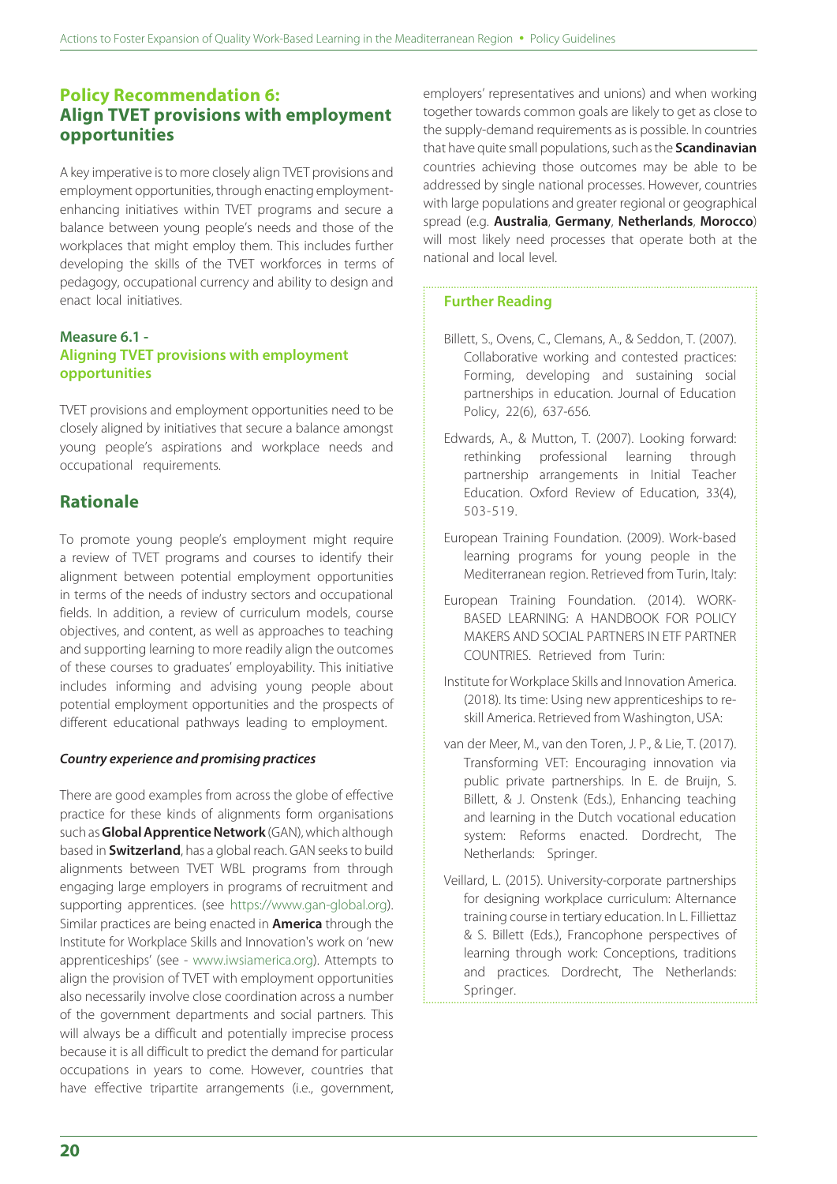## Policy Recommendation 6: Align TVET provisions with employment opportunities

A key imperative is to more closely align TVET provisions and employment opportunities, through enacting employment-enhancing initiatives within TVET programs and secure a balance between young people's needs and those of the workplaces that might employ them. This includes further developing the skills of the TVET workforces in terms of pedagogy, occupational currency and ability to design and enact local initiatives.

### Measure 6.1 - Aligning TVET provisions with employment opportunities

TVET provisions and employment opportunities need to be closely aligned by initiatives that secure a balance amongst young people's aspirations and workplace needs and occupational requirements.

## Rationale

To promote young people's employment might require a review of TVET programs and courses to identify their alignment between potential employment opportunities in terms of the needs of industry sectors and occupational fields. In addition, a review of curriculum models, course objectives, and content, as well as approaches to teaching and supporting learning to more readily align the outcomes of these courses to graduates' employability. This initiative includes informing and advising young people about potential employment opportunities and the prospects of different educational pathways leading to employment.

***Country experience and promising practices***

There are good examples from across the globe of effective practice for these kinds of alignments form organisations such as **Global Apprentice Network** (GAN), which although based in **Switzerland**, has a global reach. GAN seeks to build alignments between TVET WBL programs from through engaging large employers in programs of recruitment and supporting apprentices. (see https://www.gan-global.org). Similar practices are being enacted in **America** through the Institute for Workplace Skills and Innovation's work on 'new apprenticeships' (see - www.iwsiamerica.org). Attempts to align the provision of TVET with employment opportunities also necessarily involve close coordination across a number of the government departments and social partners. This will always be a difficult and potentially imprecise process because it is all difficult to predict the demand for particular occupations in years to come. However, countries that have effective tripartite arrangements (i.e., government, employers' representatives and unions) and when working together towards common goals are likely to get as close to the supply-demand requirements as is possible. In countries that have quite small populations, such as the **Scandinavian** countries achieving those outcomes may be able to be addressed by single national processes. However, countries with large populations and greater regional or geographical spread (e.g. **Australia**, **Germany**, **Netherlands**, **Morocco**) will most likely need processes that operate both at the national and local level.

### Further Reading

Billett, S., Ovens, C., Clemans, A., & Seddon, T. (2007). Collaborative working and contested practices: Forming, developing and sustaining social partnerships in education. Journal of Education Policy, 22(6), 637-656.

Edwards, A., & Mutton, T. (2007). Looking forward: rethinking professional learning through partnership arrangements in Initial Teacher Education. Oxford Review of Education, 33(4), 503-519.

European Training Foundation. (2009). Work-based learning programs for young people in the Mediterranean region. Retrieved from Turin, Italy:

European Training Foundation. (2014). WORK-BASED LEARNING: A HANDBOOK FOR POLICY MAKERS AND SOCIAL PARTNERS IN ETF PARTNER COUNTRIES. Retrieved from Turin:

Institute for Workplace Skills and Innovation America. (2018). Its time: Using new apprenticeships to re-skill America. Retrieved from Washington, USA:

van der Meer, M., van den Toren, J. P., & Lie, T. (2017). Transforming VET: Encouraging innovation via public private partnerships. In E. de Bruijn, S. Billett, & J. Onstenk (Eds.), Enhancing teaching and learning in the Dutch vocational education system: Reforms enacted. Dordrecht, The Netherlands: Springer.

Veillard, L. (2015). University-corporate partnerships for designing workplace curriculum: Alternance training course in tertiary education. In L. Filliettaz & S. Billett (Eds.), Francophone perspectives of learning through work: Conceptions, traditions and practices. Dordrecht, The Netherlands: Springer.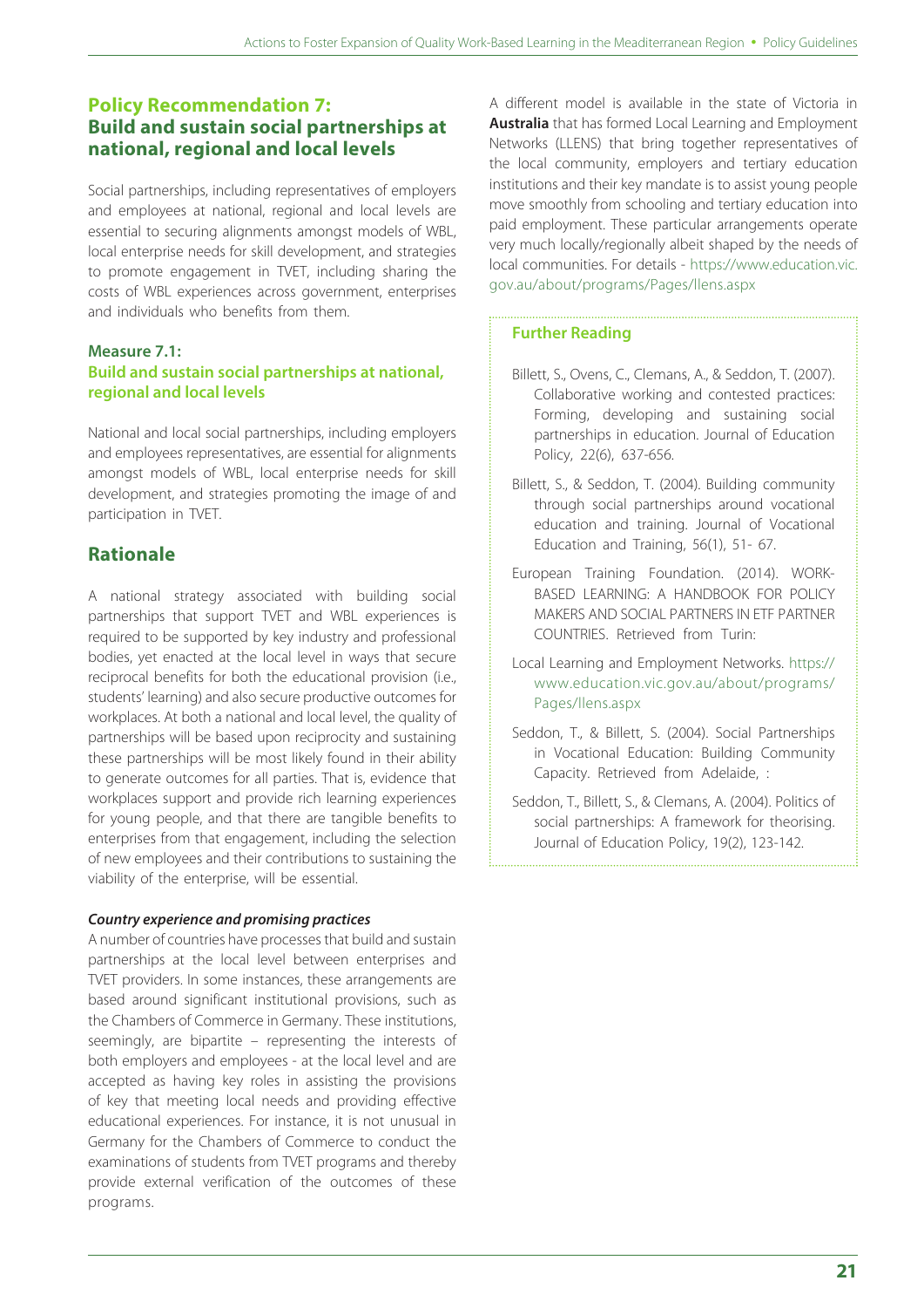## Policy Recommendation 7: Build and sustain social partnerships at national, regional and local levels

Social partnerships, including representatives of employers and employees at national, regional and local levels are essential to securing alignments amongst models of WBL, local enterprise needs for skill development, and strategies to promote engagement in TVET, including sharing the costs of WBL experiences across government, enterprises and individuals who benefits from them.

### Measure 7.1: Build and sustain social partnerships at national, regional and local levels

National and local social partnerships, including employers and employees representatives, are essential for alignments amongst models of WBL, local enterprise needs for skill development, and strategies promoting the image of and participation in TVET.

## Rationale

A national strategy associated with building social partnerships that support TVET and WBL experiences is required to be supported by key industry and professional bodies, yet enacted at the local level in ways that secure reciprocal benefits for both the educational provision (i.e., students' learning) and also secure productive outcomes for workplaces. At both a national and local level, the quality of partnerships will be based upon reciprocity and sustaining these partnerships will be most likely found in their ability to generate outcomes for all parties. That is, evidence that workplaces support and provide rich learning experiences for young people, and that there are tangible benefits to enterprises from that engagement, including the selection of new employees and their contributions to sustaining the viability of the enterprise, will be essential.

***Country experience and promising practices***

A number of countries have processes that build and sustain partnerships at the local level between enterprises and TVET providers. In some instances, these arrangements are based around significant institutional provisions, such as the Chambers of Commerce in Germany. These institutions, seemingly, are bipartite – representing the interests of both employers and employees - at the local level and are accepted as having key roles in assisting the provisions of key that meeting local needs and providing effective educational experiences. For instance, it is not unusual in Germany for the Chambers of Commerce to conduct the examinations of students from TVET programs and thereby provide external verification of the outcomes of these programs.

A different model is available in the state of Victoria in **Australia** that has formed Local Learning and Employment Networks (LLENS) that bring together representatives of the local community, employers and tertiary education institutions and their key mandate is to assist young people move smoothly from schooling and tertiary education into paid employment. These particular arrangements operate very much locally/regionally albeit shaped by the needs of local communities. For details - https://www.education.vic.gov.au/about/programs/Pages/llens.aspx

### Further Reading

- Billett, S., Ovens, C., Clemans, A., & Seddon, T. (2007). Collaborative working and contested practices: Forming, developing and sustaining social partnerships in education. Journal of Education Policy, 22(6), 637-656.
- Billett, S., & Seddon, T. (2004). Building community through social partnerships around vocational education and training. Journal of Vocational Education and Training, 56(1), 51- 67.
- European Training Foundation. (2014). WORK-BASED LEARNING: A HANDBOOK FOR POLICY MAKERS AND SOCIAL PARTNERS IN ETF PARTNER COUNTRIES. Retrieved from Turin:
- Local Learning and Employment Networks. https://www.education.vic.gov.au/about/programs/Pages/llens.aspx
- Seddon, T., & Billett, S. (2004). Social Partnerships in Vocational Education: Building Community Capacity. Retrieved from Adelaide, :
- Seddon, T., Billett, S., & Clemans, A. (2004). Politics of social partnerships: A framework for theorising. Journal of Education Policy, 19(2), 123-142.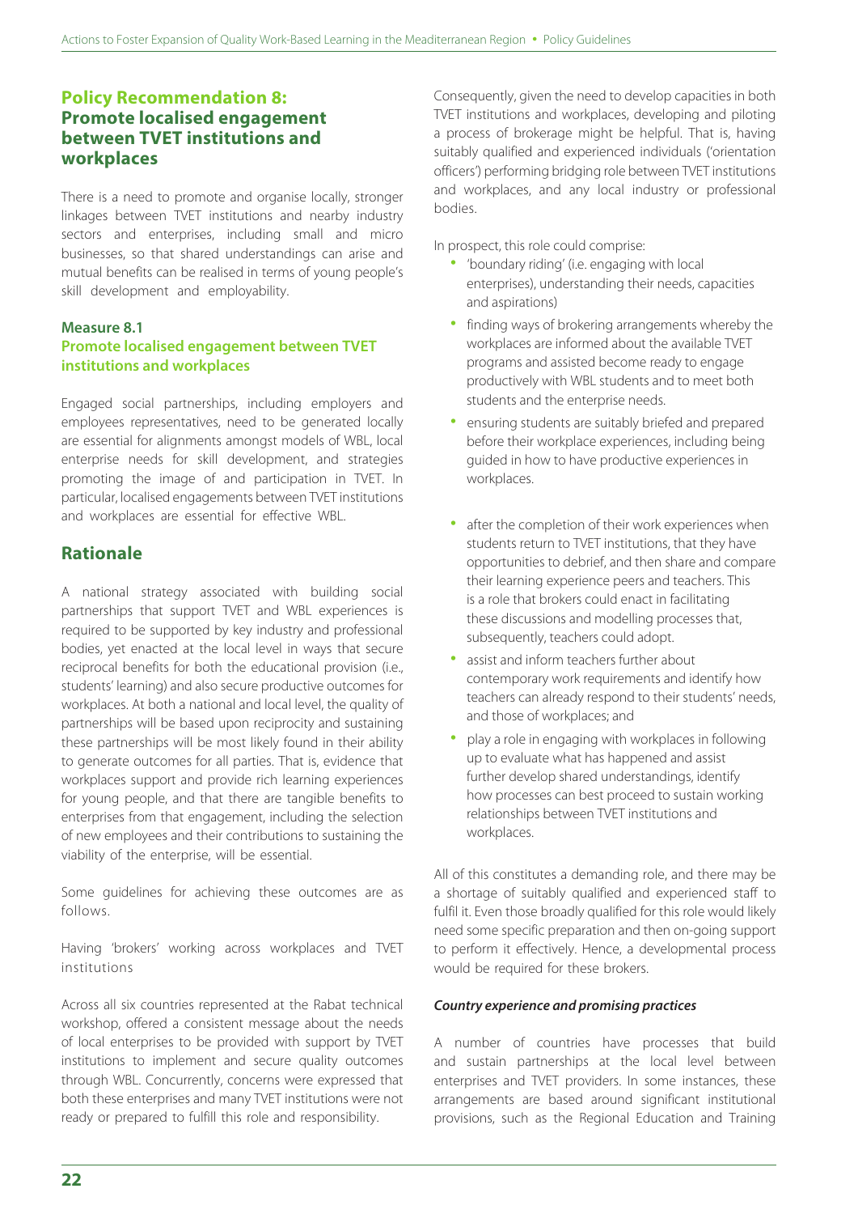## Policy Recommendation 8: Promote localised engagement between TVET institutions and workplaces

There is a need to promote and organise locally, stronger linkages between TVET institutions and nearby industry sectors and enterprises, including small and micro businesses, so that shared understandings can arise and mutual benefits can be realised in terms of young people's skill development and employability.

### Measure 8.1
### Promote localised engagement between TVET institutions and workplaces

Engaged social partnerships, including employers and employees representatives, need to be generated locally are essential for alignments amongst models of WBL, local enterprise needs for skill development, and strategies promoting the image of and participation in TVET. In particular, localised engagements between TVET institutions and workplaces are essential for effective WBL.

## Rationale

A national strategy associated with building social partnerships that support TVET and WBL experiences is required to be supported by key industry and professional bodies, yet enacted at the local level in ways that secure reciprocal benefits for both the educational provision (i.e., students' learning) and also secure productive outcomes for workplaces. At both a national and local level, the quality of partnerships will be based upon reciprocity and sustaining these partnerships will be most likely found in their ability to generate outcomes for all parties. That is, evidence that workplaces support and provide rich learning experiences for young people, and that there are tangible benefits to enterprises from that engagement, including the selection of new employees and their contributions to sustaining the viability of the enterprise, will be essential.

Some guidelines for achieving these outcomes are as follows.

Having 'brokers' working across workplaces and TVET institutions

Across all six countries represented at the Rabat technical workshop, offered a consistent message about the needs of local enterprises to be provided with support by TVET institutions to implement and secure quality outcomes through WBL. Concurrently, concerns were expressed that both these enterprises and many TVET institutions were not ready or prepared to fulfill this role and responsibility.

Consequently, given the need to develop capacities in both TVET institutions and workplaces, developing and piloting a process of brokerage might be helpful. That is, having suitably qualified and experienced individuals ('orientation officers') performing bridging role between TVET institutions and workplaces, and any local industry or professional bodies.

In prospect, this role could comprise:

- 'boundary riding' (i.e. engaging with local enterprises), understanding their needs, capacities and aspirations)
- finding ways of brokering arrangements whereby the workplaces are informed about the available TVET programs and assisted become ready to engage productively with WBL students and to meet both students and the enterprise needs.
- ensuring students are suitably briefed and prepared before their workplace experiences, including being guided in how to have productive experiences in workplaces.
- after the completion of their work experiences when students return to TVET institutions, that they have opportunities to debrief, and then share and compare their learning experience peers and teachers. This is a role that brokers could enact in facilitating these discussions and modelling processes that, subsequently, teachers could adopt.
- assist and inform teachers further about contemporary work requirements and identify how teachers can already respond to their students' needs, and those of workplaces; and
- play a role in engaging with workplaces in following up to evaluate what has happened and assist further develop shared understandings, identify how processes can best proceed to sustain working relationships between TVET institutions and workplaces.

All of this constitutes a demanding role, and there may be a shortage of suitably qualified and experienced staff to fulfil it. Even those broadly qualified for this role would likely need some specific preparation and then on-going support to perform it effectively. Hence, a developmental process would be required for these brokers.

***Country experience and promising practices***

A number of countries have processes that build and sustain partnerships at the local level between enterprises and TVET providers. In some instances, these arrangements are based around significant institutional provisions, such as the Regional Education and Training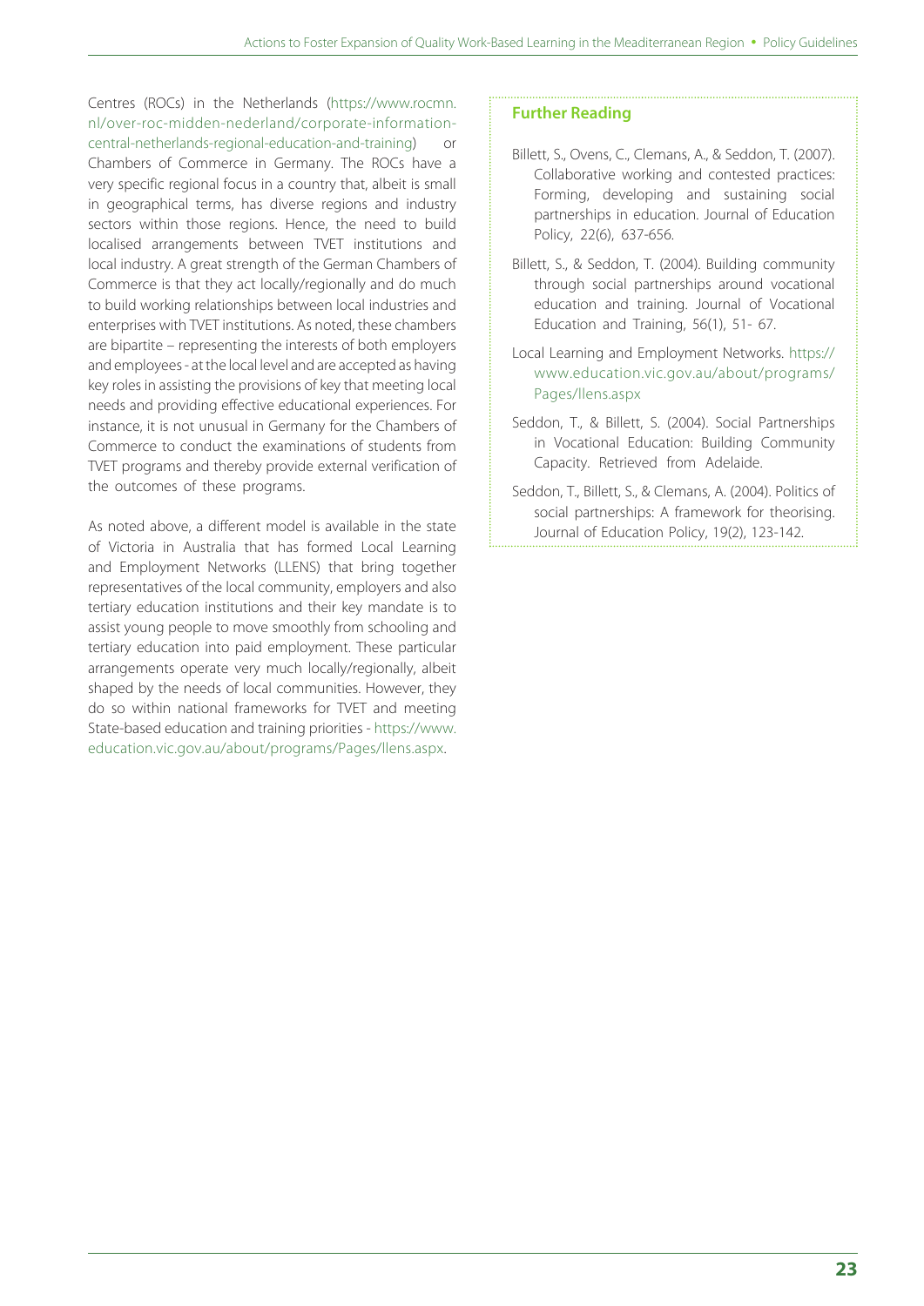Centres (ROCs) in the Netherlands (https://www.rocmn.nl/over-roc-midden-nederland/corporate-information-central-netherlands-regional-education-and-training) or Chambers of Commerce in Germany. The ROCs have a very specific regional focus in a country that, albeit is small in geographical terms, has diverse regions and industry sectors within those regions. Hence, the need to build localised arrangements between TVET institutions and local industry. A great strength of the German Chambers of Commerce is that they act locally/regionally and do much to build working relationships between local industries and enterprises with TVET institutions. As noted, these chambers are bipartite – representing the interests of both employers and employees - at the local level and are accepted as having key roles in assisting the provisions of key that meeting local needs and providing effective educational experiences. For instance, it is not unusual in Germany for the Chambers of Commerce to conduct the examinations of students from TVET programs and thereby provide external verification of the outcomes of these programs.

As noted above, a different model is available in the state of Victoria in Australia that has formed Local Learning and Employment Networks (LLENS) that bring together representatives of the local community, employers and also tertiary education institutions and their key mandate is to assist young people to move smoothly from schooling and tertiary education into paid employment. These particular arrangements operate very much locally/regionally, albeit shaped by the needs of local communities. However, they do so within national frameworks for TVET and meeting State-based education and training priorities - https://www.education.vic.gov.au/about/programs/Pages/llens.aspx.

**Further Reading**

Billett, S., Ovens, C., Clemans, A., & Seddon, T. (2007). Collaborative working and contested practices: Forming, developing and sustaining social partnerships in education. Journal of Education Policy, 22(6), 637-656.

Billett, S., & Seddon, T. (2004). Building community through social partnerships around vocational education and training. Journal of Vocational Education and Training, 56(1), 51- 67.

Local Learning and Employment Networks. https://www.education.vic.gov.au/about/programs/Pages/llens.aspx

Seddon, T., & Billett, S. (2004). Social Partnerships in Vocational Education: Building Community Capacity. Retrieved from Adelaide.

Seddon, T., Billett, S., & Clemans, A. (2004). Politics of social partnerships: A framework for theorising. Journal of Education Policy, 19(2), 123-142.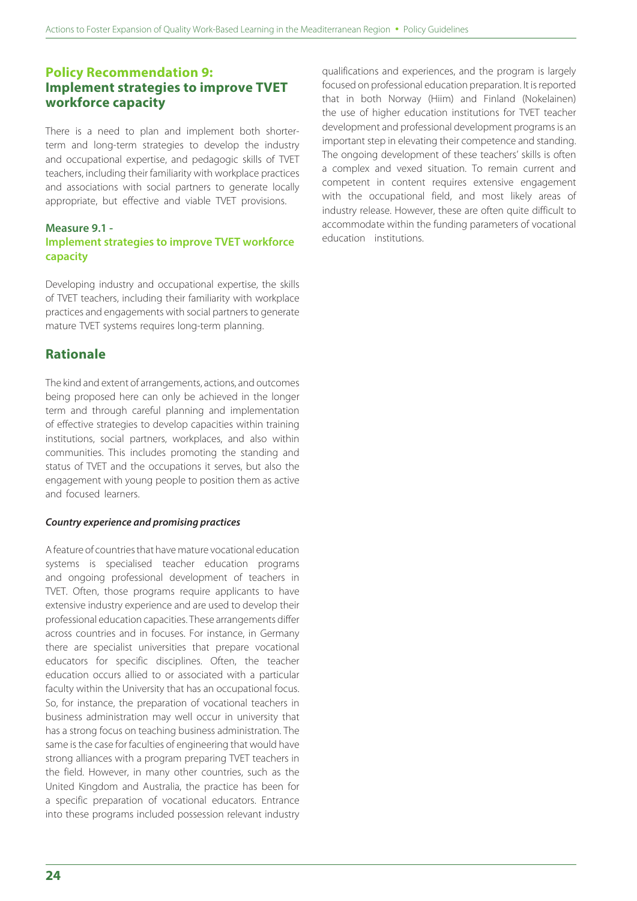## Policy Recommendation 9: Implement strategies to improve TVET workforce capacity

There is a need to plan and implement both shorter-term and long-term strategies to develop the industry and occupational expertise, and pedagogic skills of TVET teachers, including their familiarity with workplace practices and associations with social partners to generate locally appropriate, but effective and viable TVET provisions.

### Measure 9.1 - Implement strategies to improve TVET workforce capacity

Developing industry and occupational expertise, the skills of TVET teachers, including their familiarity with workplace practices and engagements with social partners to generate mature TVET systems requires long-term planning.

## Rationale

The kind and extent of arrangements, actions, and outcomes being proposed here can only be achieved in the longer term and through careful planning and implementation of effective strategies to develop capacities within training institutions, social partners, workplaces, and also within communities. This includes promoting the standing and status of TVET and the occupations it serves, but also the engagement with young people to position them as active and focused learners.

***Country experience and promising practices***

A feature of countries that have mature vocational education systems is specialised teacher education programs and ongoing professional development of teachers in TVET. Often, those programs require applicants to have extensive industry experience and are used to develop their professional education capacities. These arrangements differ across countries and in focuses. For instance, in Germany there are specialist universities that prepare vocational educators for specific disciplines. Often, the teacher education occurs allied to or associated with a particular faculty within the University that has an occupational focus. So, for instance, the preparation of vocational teachers in business administration may well occur in university that has a strong focus on teaching business administration. The same is the case for faculties of engineering that would have strong alliances with a program preparing TVET teachers in the field. However, in many other countries, such as the United Kingdom and Australia, the practice has been for a specific preparation of vocational educators. Entrance into these programs included possession relevant industry qualifications and experiences, and the program is largely focused on professional education preparation. It is reported that in both Norway (Hiim) and Finland (Nokelainen) the use of higher education institutions for TVET teacher development and professional development programs is an important step in elevating their competence and standing. The ongoing development of these teachers' skills is often a complex and vexed situation. To remain current and competent in content requires extensive engagement with the occupational field, and most likely areas of industry release. However, these are often quite difficult to accommodate within the funding parameters of vocational education institutions.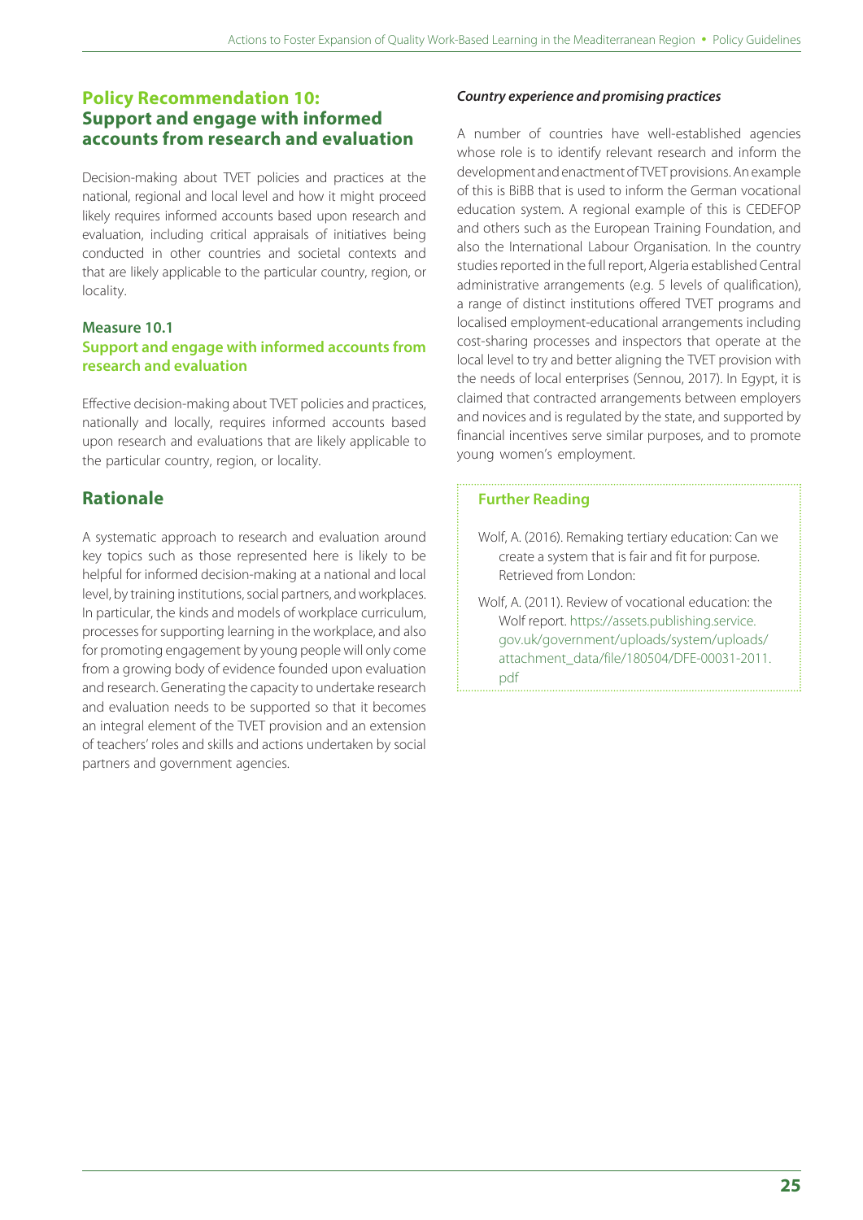## Policy Recommendation 10: Support and engage with informed accounts from research and evaluation

Decision-making about TVET policies and practices at the national, regional and local level and how it might proceed likely requires informed accounts based upon research and evaluation, including critical appraisals of initiatives being conducted in other countries and societal contexts and that are likely applicable to the particular country, region, or locality.

### Measure 10.1

### Support and engage with informed accounts from research and evaluation

Effective decision-making about TVET policies and practices, nationally and locally, requires informed accounts based upon research and evaluations that are likely applicable to the particular country, region, or locality.

## Rationale

A systematic approach to research and evaluation around key topics such as those represented here is likely to be helpful for informed decision-making at a national and local level, by training institutions, social partners, and workplaces. In particular, the kinds and models of workplace curriculum, processes for supporting learning in the workplace, and also for promoting engagement by young people will only come from a growing body of evidence founded upon evaluation and research. Generating the capacity to undertake research and evaluation needs to be supported so that it becomes an integral element of the TVET provision and an extension of teachers' roles and skills and actions undertaken by social partners and government agencies.

***Country experience and promising practices***

A number of countries have well-established agencies whose role is to identify relevant research and inform the development and enactment of TVET provisions. An example of this is BiBB that is used to inform the German vocational education system. A regional example of this is CEDEFOP and others such as the European Training Foundation, and also the International Labour Organisation. In the country studies reported in the full report, Algeria established Central administrative arrangements (e.g. 5 levels of qualification), a range of distinct institutions offered TVET programs and localised employment-educational arrangements including cost-sharing processes and inspectors that operate at the local level to try and better aligning the TVET provision with the needs of local enterprises (Sennou, 2017). In Egypt, it is claimed that contracted arrangements between employers and novices and is regulated by the state, and supported by financial incentives serve similar purposes, and to promote young women's employment.

### Further Reading

Wolf, A. (2016). Remaking tertiary education: Can we create a system that is fair and fit for purpose. Retrieved from London:

Wolf, A. (2011). Review of vocational education: the Wolf report. https://assets.publishing.service.gov.uk/government/uploads/system/uploads/attachment_data/file/180504/DFE-00031-2011.pdf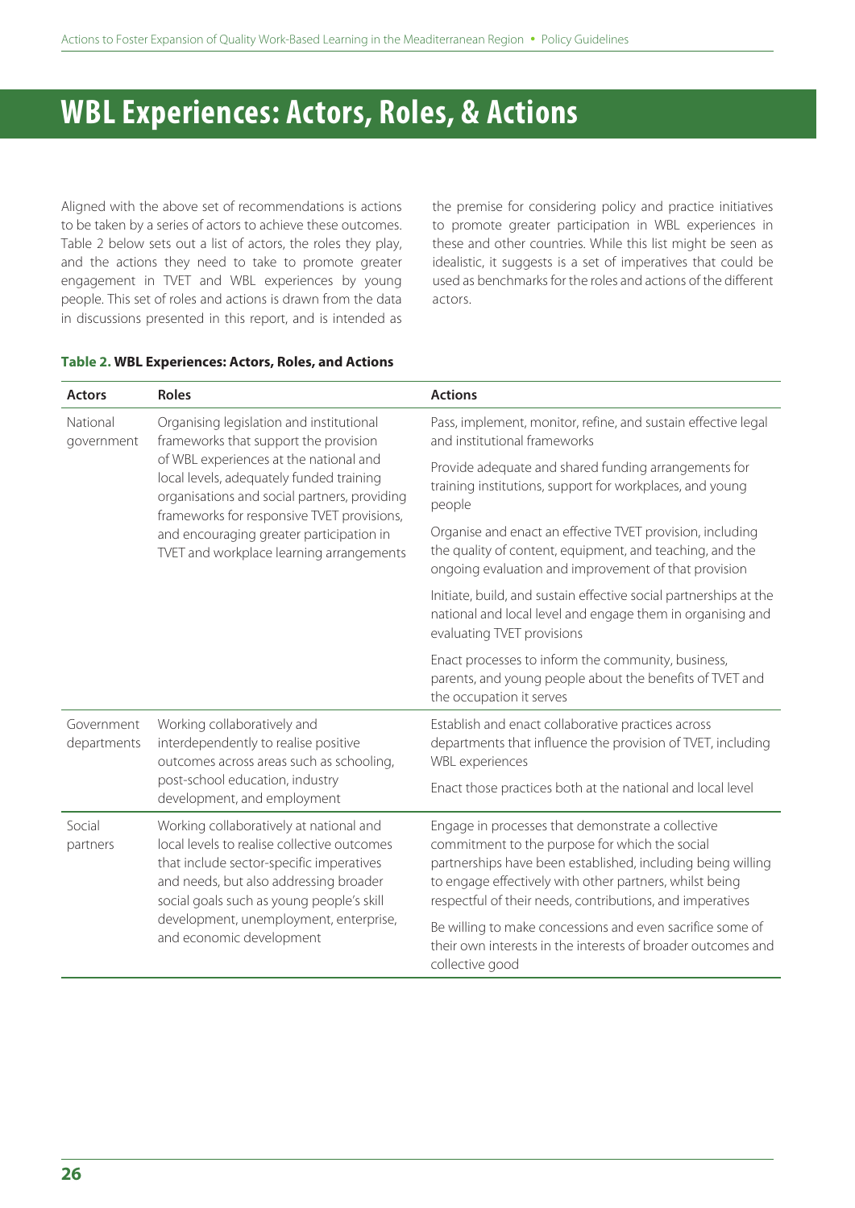# WBL Experiences: Actors, Roles, & Actions

Aligned with the above set of recommendations is actions to be taken by a series of actors to achieve these outcomes. Table 2 below sets out a list of actors, the roles they play, and the actions they need to take to promote greater engagement in TVET and WBL experiences by young people. This set of roles and actions is drawn from the data in discussions presented in this report, and is intended as the premise for considering policy and practice initiatives to promote greater participation in WBL experiences in these and other countries. While this list might be seen as idealistic, it suggests is a set of imperatives that could be used as benchmarks for the roles and actions of the different actors.

**Table 2. WBL Experiences: Actors, Roles, and Actions**

| Actors | Roles | Actions |
|---|---|---|
| National government | Organising legislation and institutional frameworks that support the provision of WBL experiences at the national and local levels, adequately funded training organisations and social partners, providing frameworks for responsive TVET provisions, and encouraging greater participation in TVET and workplace learning arrangements | Pass, implement, monitor, refine, and sustain effective legal and institutional frameworks |
| | | Provide adequate and shared funding arrangements for training institutions, support for workplaces, and young people |
| | | Organise and enact an effective TVET provision, including the quality of content, equipment, and teaching, and the ongoing evaluation and improvement of that provision |
| | | Initiate, build, and sustain effective social partnerships at the national and local level and engage them in organising and evaluating TVET provisions |
| | | Enact processes to inform the community, business, parents, and young people about the benefits of TVET and the occupation it serves |
| Government departments | Working collaboratively and interdependently to realise positive outcomes across areas such as schooling, post-school education, industry development, and employment | Establish and enact collaborative practices across departments that influence the provision of TVET, including WBL experiences |
| | | Enact those practices both at the national and local level |
| Social partners | Working collaboratively at national and local levels to realise collective outcomes that include sector-specific imperatives and needs, but also addressing broader social goals such as young people's skill development, unemployment, enterprise, and economic development | Engage in processes that demonstrate a collective commitment to the purpose for which the social partnerships have been established, including being willing to engage effectively with other partners, whilst being respectful of their needs, contributions, and imperatives |
| | | Be willing to make concessions and even sacrifice some of their own interests in the interests of broader outcomes and collective good |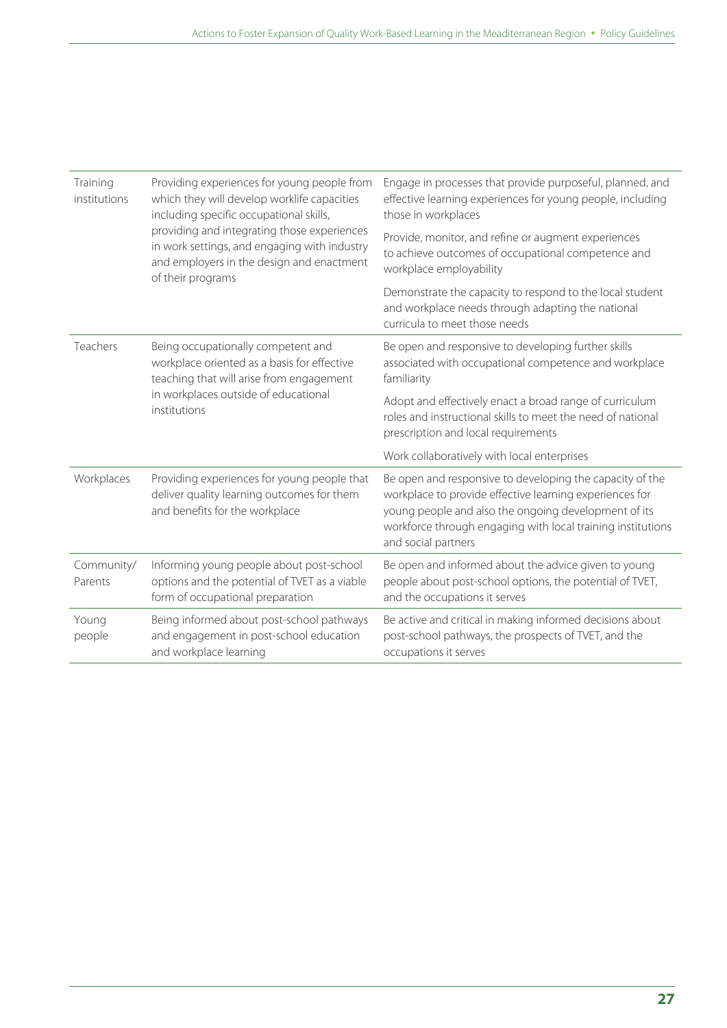| | | |
|---|---|---|
| Training institutions | Providing experiences for young people from which they will develop worklife capacities including specific occupational skills, providing and integrating those experiences in work settings, and engaging with industry and employers in the design and enactment of their programs | Engage in processes that provide purposeful, planned, and effective learning experiences for young people, including those in workplaces |
| | | Provide, monitor, and refine or augment experiences to achieve outcomes of occupational competence and workplace employability |
| | | Demonstrate the capacity to respond to the local student and workplace needs through adapting the national curricula to meet those needs |
| Teachers | Being occupationally competent and workplace oriented as a basis for effective teaching that will arise from engagement in workplaces outside of educational institutions | Be open and responsive to developing further skills associated with occupational competence and workplace familiarity |
| | | Adopt and effectively enact a broad range of curriculum roles and instructional skills to meet the need of national prescription and local requirements |
| | | Work collaboratively with local enterprises |
| Workplaces | Providing experiences for young people that deliver quality learning outcomes for them and benefits for the workplace | Be open and responsive to developing the capacity of the workplace to provide effective learning experiences for young people and also the ongoing development of its workforce through engaging with local training institutions and social partners |
| Community/ Parents | Informing young people about post-school options and the potential of TVET as a viable form of occupational preparation | Be open and informed about the advice given to young people about post-school options, the potential of TVET, and the occupations it serves |
| Young people | Being informed about post-school pathways and engagement in post-school education and workplace learning | Be active and critical in making informed decisions about post-school pathways, the prospects of TVET, and the occupations it serves |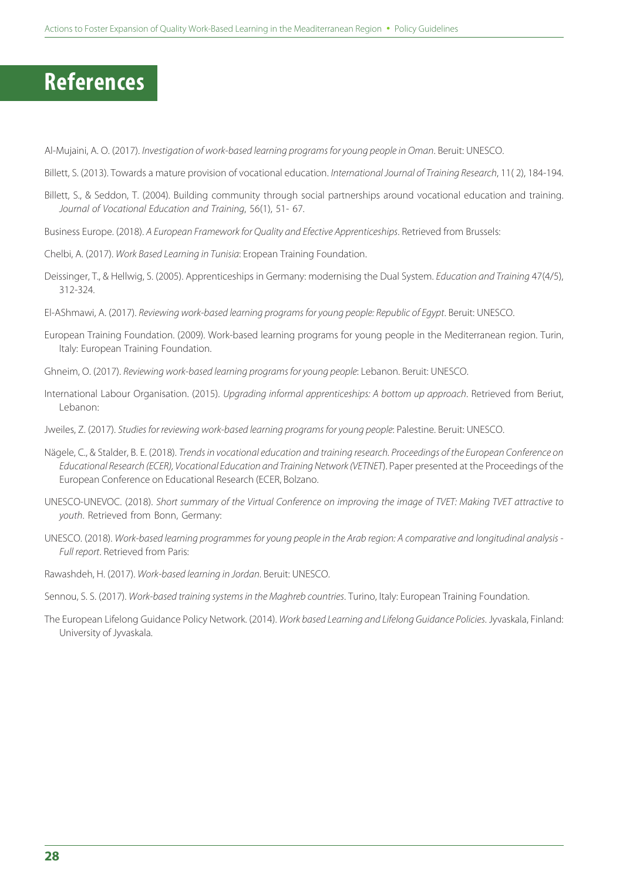# References

Al-Mujaini, A. O. (2017). *Investigation of work-based learning programs for young people in Oman*. Beruit: UNESCO.

Billett, S. (2013). Towards a mature provision of vocational education. *International Journal of Training Research*, 11( 2), 184-194.

Billett, S., & Seddon, T. (2004). Building community through social partnerships around vocational education and training. *Journal of Vocational Education and Training*, 56(1), 51- 67.

Business Europe. (2018). *A European Framework for Quality and Efective Apprenticeships*. Retrieved from Brussels:

Chelbi, A. (2017). *Work Based Learning in Tunisia*: Eropean Training Foundation.

Deissinger, T., & Hellwig, S. (2005). Apprenticeships in Germany: modernising the Dual System. *Education and Training* 47(4/5), 312-324.

El-AShmawi, A. (2017). *Reviewing work-based learning programs for young people: Republic of Egypt*. Beruit: UNESCO.

European Training Foundation. (2009). Work-based learning programs for young people in the Mediterranean region. Turin, Italy: European Training Foundation.

Ghneim, O. (2017). *Reviewing work-based learning programs for young people*: Lebanon. Beruit: UNESCO.

International Labour Organisation. (2015). *Upgrading informal apprenticeships: A bottom up approach*. Retrieved from Beriut, Lebanon:

Jweiles, Z. (2017). *Studies for reviewing work-based learning programs for young people*: Palestine. Beruit: UNESCO.

Nägele, C., & Stalder, B. E. (2018). *Trends in vocational education and training research. Proceedings of the European Conference on Educational Research (ECER), Vocational Education and Training Network (VETNET*). Paper presented at the Proceedings of the European Conference on Educational Research (ECER, Bolzano.

UNESCO-UNEVOC. (2018). *Short summary of the Virtual Conference on improving the image of TVET: Making TVET attractive to youth*. Retrieved from Bonn, Germany:

UNESCO. (2018). *Work-based learning programmes for young people in the Arab region: A comparative and longitudinal analysis - Full report*. Retrieved from Paris:

Rawashdeh, H. (2017). *Work-based learning in Jordan*. Beruit: UNESCO.

Sennou, S. S. (2017). *Work-based training systems in the Maghreb countries*. Turino, Italy: European Training Foundation.

The European Lifelong Guidance Policy Network. (2014). *Work based Learning and Lifelong Guidance Policies.* Jyvaskala, Finland: University of Jyvaskala.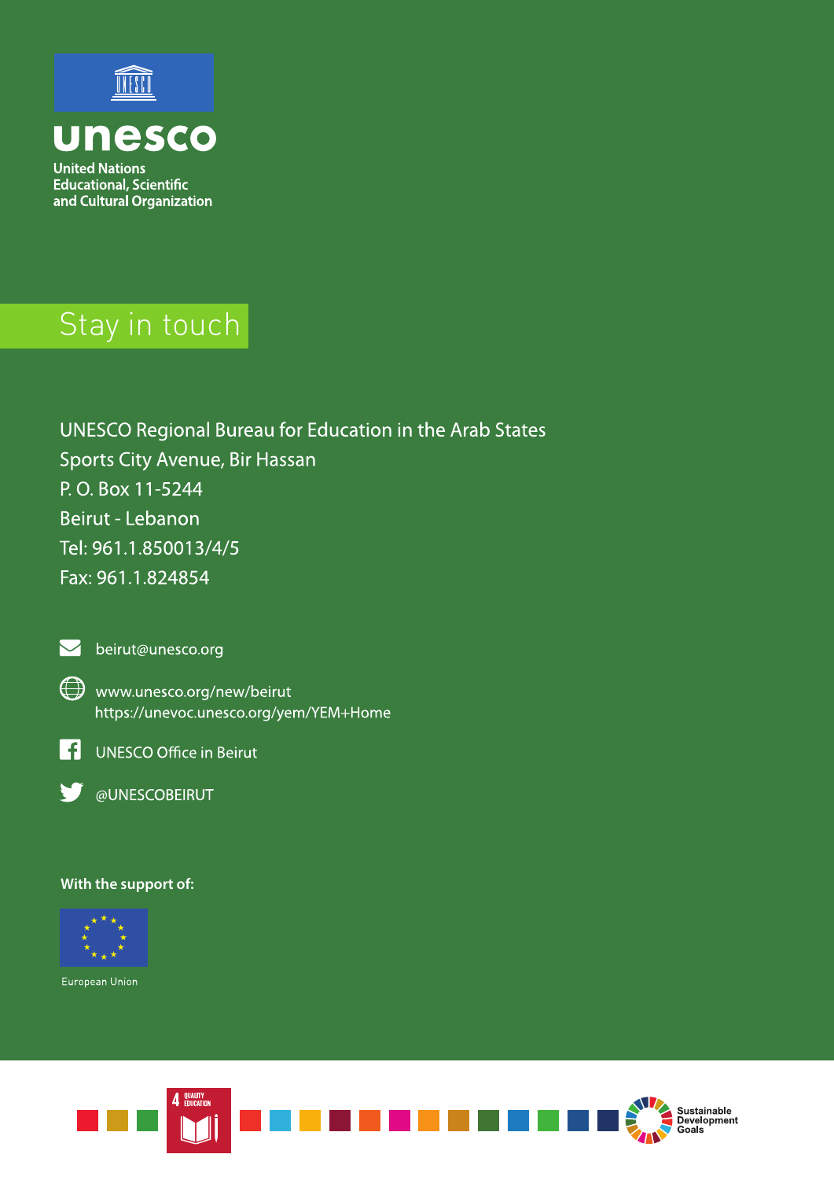unesco

United Nations
Educational, Scientific
and Cultural Organization

## Stay in touch

UNESCO Regional Bureau for Education in the Arab States
Sports City Avenue, Bir Hassan
P. O. Box 11-5244
Beirut - Lebanon
Tel: 961.1.850013/4/5
Fax: 961.1.824854

beirut@unesco.org

www.unesco.org/new/beirut
https://unevoc.unesco.org/yem/YEM+Home

UNESCO Office in Beirut

@UNESCOBEIRUT

**With the support of:**

European Union

4 QUALITY EDUCATION

Sustainable Development Goals